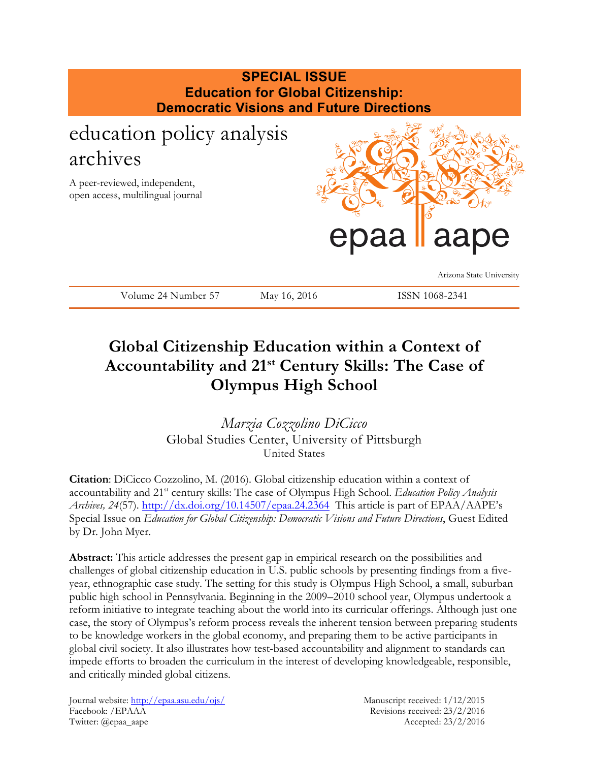**SPECIAL ISSUE**
**Education for Global Citizenship:**
**Democratic Visions and Future Directions**

education policy analysis archives

A peer-reviewed, independent, open access, multilingual journal

epaa aape

Arizona State University

Volume 24 Number 57 May 16, 2016 ISSN 1068-2341

# Global Citizenship Education within a Context of Accountability and 21st Century Skills: The Case of Olympus High School

*Marzia Cozzolino DiCicco*
Global Studies Center, University of Pittsburgh
United States

**Citation**: DiCicco Cozzolino, M. (2016). Global citizenship education within a context of accountability and 21st century skills: The case of Olympus High School. *Education Policy Analysis Archives, 24*(57). http://dx.doi.org/10.14507/epaa.24.2364 This article is part of EPAA/AAPE's Special Issue on *Education for Global Citizenship: Democratic Visions and Future Directions*, Guest Edited by Dr. John Myer.

**Abstract:** This article addresses the present gap in empirical research on the possibilities and challenges of global citizenship education in U.S. public schools by presenting findings from a five-year, ethnographic case study. The setting for this study is Olympus High School, a small, suburban public high school in Pennsylvania. Beginning in the 2009–2010 school year, Olympus undertook a reform initiative to integrate teaching about the world into its curricular offerings. Although just one case, the story of Olympus's reform process reveals the inherent tension between preparing students to be knowledge workers in the global economy, and preparing them to be active participants in global civil society. It also illustrates how test-based accountability and alignment to standards can impede efforts to broaden the curriculum in the interest of developing knowledgeable, responsible, and critically minded global citizens.

Journal website: http://epaa.asu.edu/ojs/
Facebook: /EPAAA
Twitter: @epaa_aape

Manuscript received: 1/12/2015
Revisions received: 23/2/2016
Accepted: 23/2/2016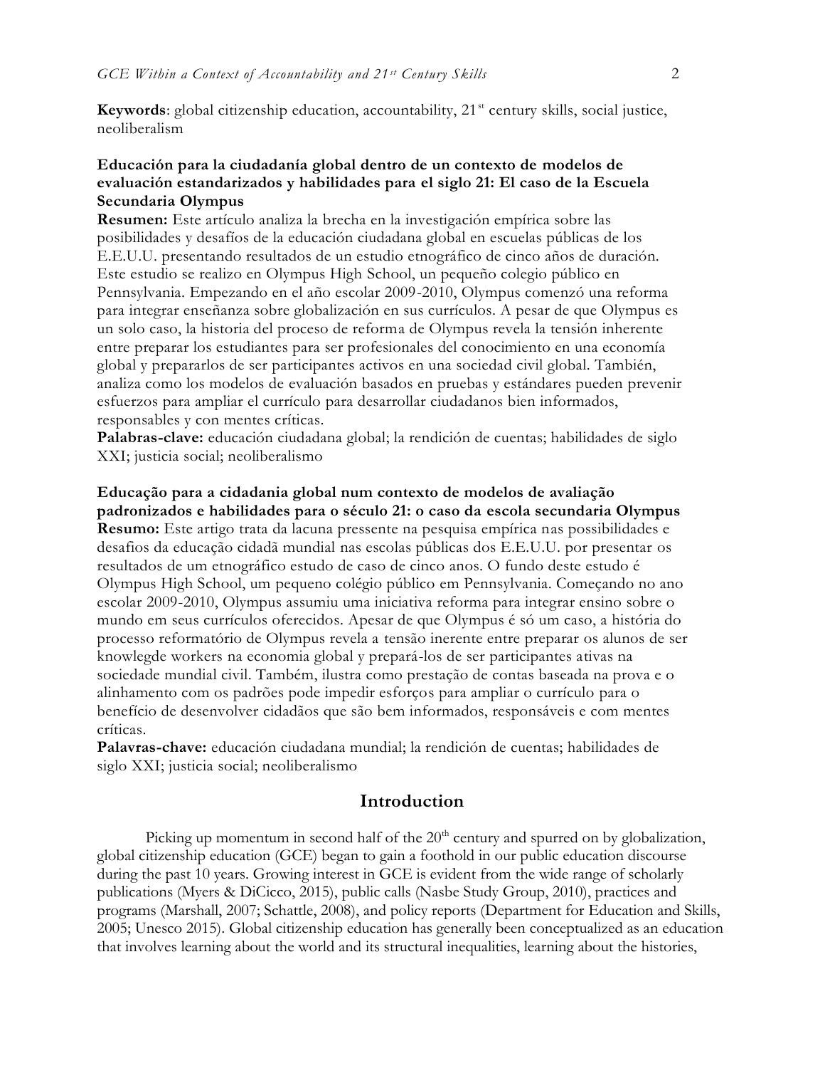**Keywords**: global citizenship education, accountability, 21st century skills, social justice, neoliberalism

**Educación para la ciudadanía global dentro de un contexto de modelos de evaluación estandarizados y habilidades para el siglo 21: El caso de la Escuela Secundaria Olympus**

**Resumen:** Este artículo analiza la brecha en la investigación empírica sobre las posibilidades y desafíos de la educación ciudadana global en escuelas públicas de los E.E.U.U. presentando resultados de un estudio etnográfico de cinco años de duración. Este estudio se realizo en Olympus High School, un pequeño colegio público en Pennsylvania. Empezando en el año escolar 2009-2010, Olympus comenzó una reforma para integrar enseñanza sobre globalización en sus currículos. A pesar de que Olympus es un solo caso, la historia del proceso de reforma de Olympus revela la tensión inherente entre preparar los estudiantes para ser profesionales del conocimiento en una economía global y prepararlos de ser participantes activos en una sociedad civil global. También, analiza como los modelos de evaluación basados en pruebas y estándares pueden prevenir esfuerzos para ampliar el currículo para desarrollar ciudadanos bien informados, responsables y con mentes críticas.

**Palabras-clave:** educación ciudadana global; la rendición de cuentas; habilidades de siglo XXI; justicia social; neoliberalismo

**Educação para a cidadania global num contexto de modelos de avaliação padronizados e habilidades para o século 21: o caso da escola secundaria Olympus**

**Resumo:** Este artigo trata da lacuna pressente na pesquisa empírica nas possibilidades e desafios da educação cidadã mundial nas escolas públicas dos E.E.U.U. por presentar os resultados de um etnográfico estudo de caso de cinco anos. O fundo deste estudo é Olympus High School, um pequeno colégio público em Pennsylvania. Começando no ano escolar 2009-2010, Olympus assumiu uma iniciativa reforma para integrar ensino sobre o mundo em seus currículos oferecidos. Apesar de que Olympus é só um caso, a história do processo reformatório de Olympus revela a tensão inerente entre preparar os alunos de ser knowlegde workers na economia global y prepará-los de ser participantes ativas na sociedade mundial civil. Também, ilustra como prestação de contas baseada na prova e o alinhamento com os padrões pode impedir esforços para ampliar o currículo para o benefício de desenvolver cidadãos que são bem informados, responsáveis e com mentes críticas.

**Palavras-chave:** educación ciudadana mundial; la rendición de cuentas; habilidades de siglo XXI; justicia social; neoliberalismo

## Introduction

Picking up momentum in second half of the 20th century and spurred on by globalization, global citizenship education (GCE) began to gain a foothold in our public education discourse during the past 10 years. Growing interest in GCE is evident from the wide range of scholarly publications (Myers & DiCicco, 2015), public calls (Nasbe Study Group, 2010), practices and programs (Marshall, 2007; Schattle, 2008), and policy reports (Department for Education and Skills, 2005; Unesco 2015). Global citizenship education has generally been conceptualized as an education that involves learning about the world and its structural inequalities, learning about the histories,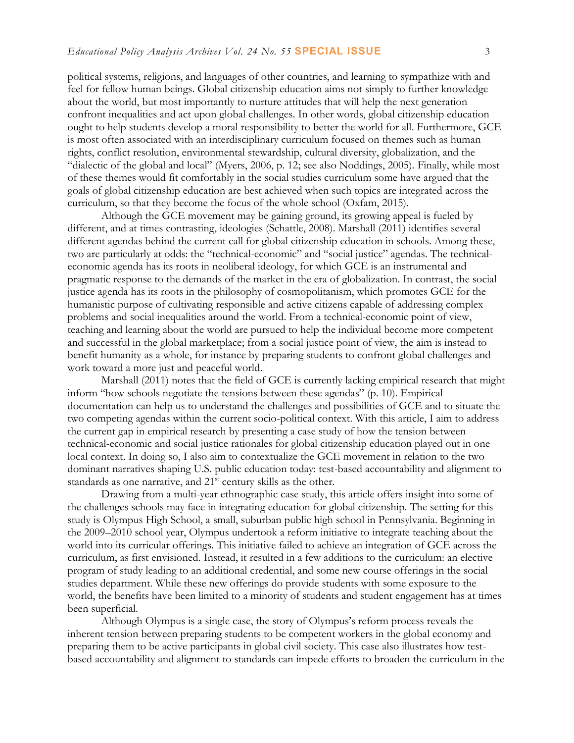political systems, religions, and languages of other countries, and learning to sympathize with and feel for fellow human beings. Global citizenship education aims not simply to further knowledge about the world, but most importantly to nurture attitudes that will help the next generation confront inequalities and act upon global challenges. In other words, global citizenship education ought to help students develop a moral responsibility to better the world for all. Furthermore, GCE is most often associated with an interdisciplinary curriculum focused on themes such as human rights, conflict resolution, environmental stewardship, cultural diversity, globalization, and the "dialectic of the global and local" (Myers, 2006, p. 12; see also Noddings, 2005). Finally, while most of these themes would fit comfortably in the social studies curriculum some have argued that the goals of global citizenship education are best achieved when such topics are integrated across the curriculum, so that they become the focus of the whole school (Oxfam, 2015).

Although the GCE movement may be gaining ground, its growing appeal is fueled by different, and at times contrasting, ideologies (Schattle, 2008). Marshall (2011) identifies several different agendas behind the current call for global citizenship education in schools. Among these, two are particularly at odds: the "technical-economic" and "social justice" agendas. The technical-economic agenda has its roots in neoliberal ideology, for which GCE is an instrumental and pragmatic response to the demands of the market in the era of globalization. In contrast, the social justice agenda has its roots in the philosophy of cosmopolitanism, which promotes GCE for the humanistic purpose of cultivating responsible and active citizens capable of addressing complex problems and social inequalities around the world. From a technical-economic point of view, teaching and learning about the world are pursued to help the individual become more competent and successful in the global marketplace; from a social justice point of view, the aim is instead to benefit humanity as a whole, for instance by preparing students to confront global challenges and work toward a more just and peaceful world.

Marshall (2011) notes that the field of GCE is currently lacking empirical research that might inform "how schools negotiate the tensions between these agendas" (p. 10). Empirical documentation can help us to understand the challenges and possibilities of GCE and to situate the two competing agendas within the current socio-political context. With this article, I aim to address the current gap in empirical research by presenting a case study of how the tension between technical-economic and social justice rationales for global citizenship education played out in one local context. In doing so, I also aim to contextualize the GCE movement in relation to the two dominant narratives shaping U.S. public education today: test-based accountability and alignment to standards as one narrative, and 21st century skills as the other.

Drawing from a multi-year ethnographic case study, this article offers insight into some of the challenges schools may face in integrating education for global citizenship. The setting for this study is Olympus High School, a small, suburban public high school in Pennsylvania. Beginning in the 2009–2010 school year, Olympus undertook a reform initiative to integrate teaching about the world into its curricular offerings. This initiative failed to achieve an integration of GCE across the curriculum, as first envisioned. Instead, it resulted in a few additions to the curriculum: an elective program of study leading to an additional credential, and some new course offerings in the social studies department. While these new offerings do provide students with some exposure to the world, the benefits have been limited to a minority of students and student engagement has at times been superficial.

Although Olympus is a single case, the story of Olympus's reform process reveals the inherent tension between preparing students to be competent workers in the global economy and preparing them to be active participants in global civil society. This case also illustrates how test-based accountability and alignment to standards can impede efforts to broaden the curriculum in the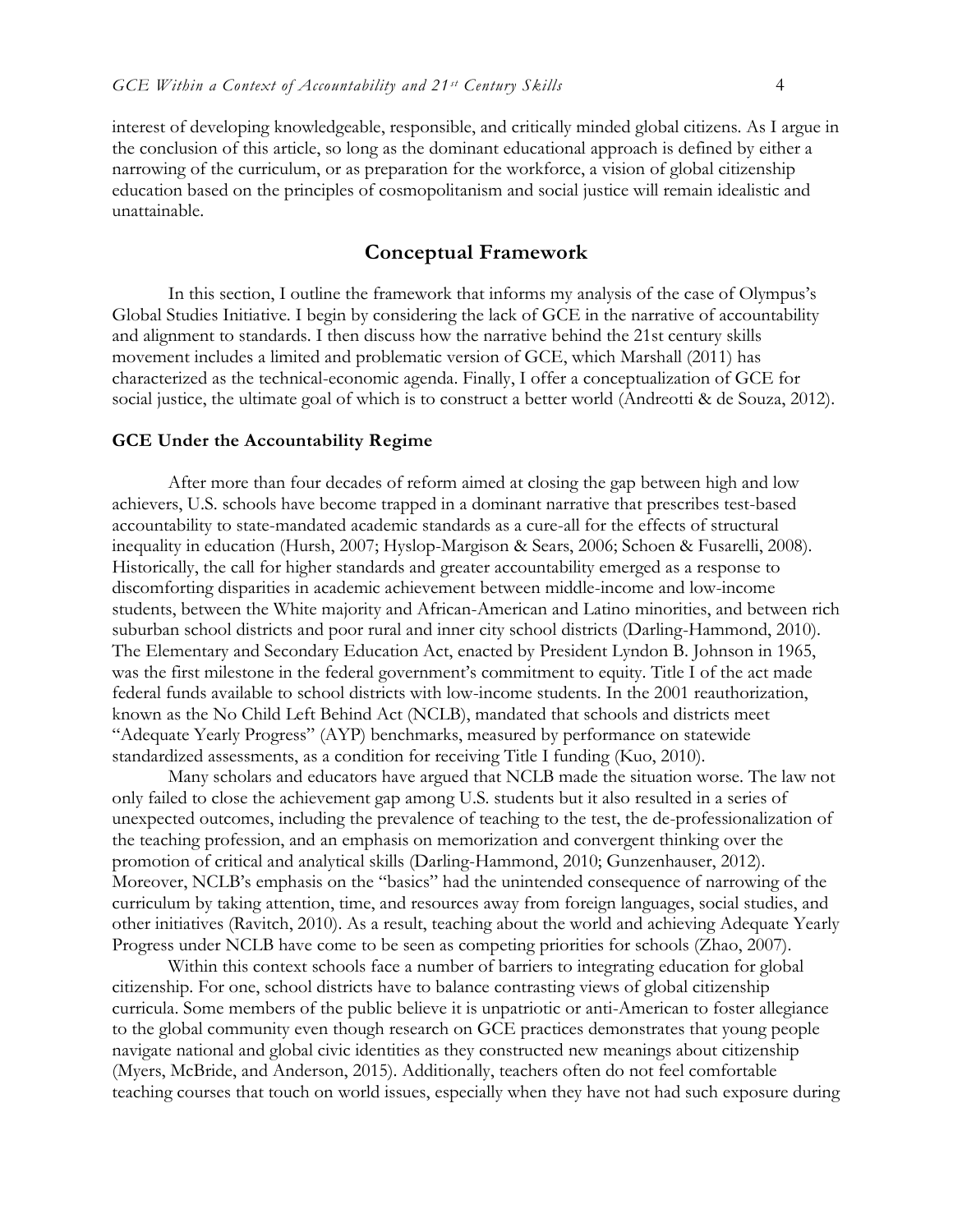interest of developing knowledgeable, responsible, and critically minded global citizens. As I argue in the conclusion of this article, so long as the dominant educational approach is defined by either a narrowing of the curriculum, or as preparation for the workforce, a vision of global citizenship education based on the principles of cosmopolitanism and social justice will remain idealistic and unattainable.

## Conceptual Framework

In this section, I outline the framework that informs my analysis of the case of Olympus's Global Studies Initiative. I begin by considering the lack of GCE in the narrative of accountability and alignment to standards. I then discuss how the narrative behind the 21st century skills movement includes a limited and problematic version of GCE, which Marshall (2011) has characterized as the technical-economic agenda. Finally, I offer a conceptualization of GCE for social justice, the ultimate goal of which is to construct a better world (Andreotti & de Souza, 2012).

### GCE Under the Accountability Regime

After more than four decades of reform aimed at closing the gap between high and low achievers, U.S. schools have become trapped in a dominant narrative that prescribes test-based accountability to state-mandated academic standards as a cure-all for the effects of structural inequality in education (Hursh, 2007; Hyslop-Margison & Sears, 2006; Schoen & Fusarelli, 2008). Historically, the call for higher standards and greater accountability emerged as a response to discomforting disparities in academic achievement between middle-income and low-income students, between the White majority and African-American and Latino minorities, and between rich suburban school districts and poor rural and inner city school districts (Darling-Hammond, 2010). The Elementary and Secondary Education Act, enacted by President Lyndon B. Johnson in 1965, was the first milestone in the federal government's commitment to equity. Title I of the act made federal funds available to school districts with low-income students. In the 2001 reauthorization, known as the No Child Left Behind Act (NCLB), mandated that schools and districts meet "Adequate Yearly Progress" (AYP) benchmarks, measured by performance on statewide standardized assessments, as a condition for receiving Title I funding (Kuo, 2010).

Many scholars and educators have argued that NCLB made the situation worse. The law not only failed to close the achievement gap among U.S. students but it also resulted in a series of unexpected outcomes, including the prevalence of teaching to the test, the de-professionalization of the teaching profession, and an emphasis on memorization and convergent thinking over the promotion of critical and analytical skills (Darling-Hammond, 2010; Gunzenhauser, 2012). Moreover, NCLB's emphasis on the "basics" had the unintended consequence of narrowing of the curriculum by taking attention, time, and resources away from foreign languages, social studies, and other initiatives (Ravitch, 2010). As a result, teaching about the world and achieving Adequate Yearly Progress under NCLB have come to be seen as competing priorities for schools (Zhao, 2007).

Within this context schools face a number of barriers to integrating education for global citizenship. For one, school districts have to balance contrasting views of global citizenship curricula. Some members of the public believe it is unpatriotic or anti-American to foster allegiance to the global community even though research on GCE practices demonstrates that young people navigate national and global civic identities as they constructed new meanings about citizenship (Myers, McBride, and Anderson, 2015). Additionally, teachers often do not feel comfortable teaching courses that touch on world issues, especially when they have not had such exposure during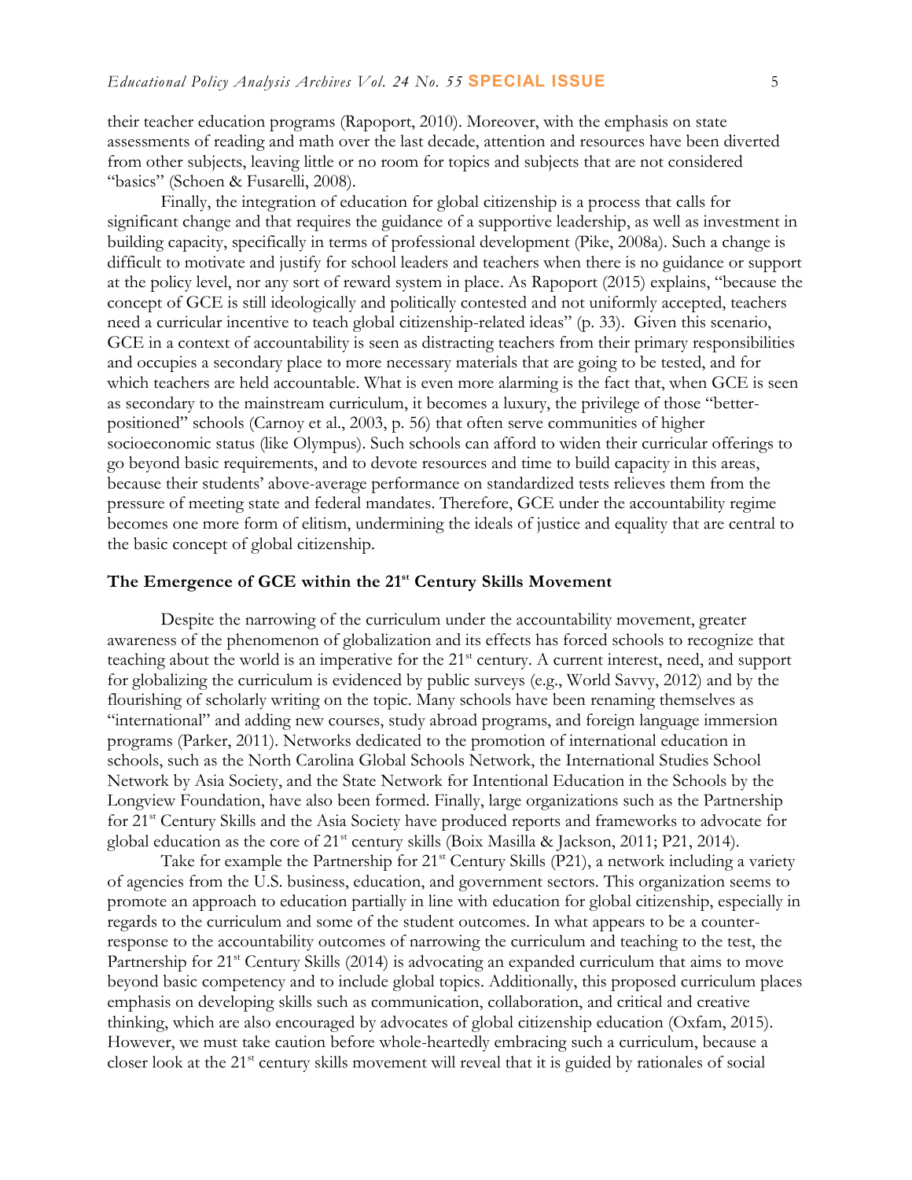their teacher education programs (Rapoport, 2010). Moreover, with the emphasis on state assessments of reading and math over the last decade, attention and resources have been diverted from other subjects, leaving little or no room for topics and subjects that are not considered "basics" (Schoen & Fusarelli, 2008).

Finally, the integration of education for global citizenship is a process that calls for significant change and that requires the guidance of a supportive leadership, as well as investment in building capacity, specifically in terms of professional development (Pike, 2008a). Such a change is difficult to motivate and justify for school leaders and teachers when there is no guidance or support at the policy level, nor any sort of reward system in place. As Rapoport (2015) explains, "because the concept of GCE is still ideologically and politically contested and not uniformly accepted, teachers need a curricular incentive to teach global citizenship-related ideas" (p. 33). Given this scenario, GCE in a context of accountability is seen as distracting teachers from their primary responsibilities and occupies a secondary place to more necessary materials that are going to be tested, and for which teachers are held accountable. What is even more alarming is the fact that, when GCE is seen as secondary to the mainstream curriculum, it becomes a luxury, the privilege of those "better-positioned" schools (Carnoy et al., 2003, p. 56) that often serve communities of higher socioeconomic status (like Olympus). Such schools can afford to widen their curricular offerings to go beyond basic requirements, and to devote resources and time to build capacity in this areas, because their students' above-average performance on standardized tests relieves them from the pressure of meeting state and federal mandates. Therefore, GCE under the accountability regime becomes one more form of elitism, undermining the ideals of justice and equality that are central to the basic concept of global citizenship.

## The Emergence of GCE within the 21st Century Skills Movement

Despite the narrowing of the curriculum under the accountability movement, greater awareness of the phenomenon of globalization and its effects has forced schools to recognize that teaching about the world is an imperative for the 21st century. A current interest, need, and support for globalizing the curriculum is evidenced by public surveys (e.g., World Savvy, 2012) and by the flourishing of scholarly writing on the topic. Many schools have been renaming themselves as "international" and adding new courses, study abroad programs, and foreign language immersion programs (Parker, 2011). Networks dedicated to the promotion of international education in schools, such as the North Carolina Global Schools Network, the International Studies School Network by Asia Society, and the State Network for Intentional Education in the Schools by the Longview Foundation, have also been formed. Finally, large organizations such as the Partnership for 21st Century Skills and the Asia Society have produced reports and frameworks to advocate for global education as the core of 21st century skills (Boix Masilla & Jackson, 2011; P21, 2014).

Take for example the Partnership for 21st Century Skills (P21), a network including a variety of agencies from the U.S. business, education, and government sectors. This organization seems to promote an approach to education partially in line with education for global citizenship, especially in regards to the curriculum and some of the student outcomes. In what appears to be a counter-response to the accountability outcomes of narrowing the curriculum and teaching to the test, the Partnership for 21st Century Skills (2014) is advocating an expanded curriculum that aims to move beyond basic competency and to include global topics. Additionally, this proposed curriculum places emphasis on developing skills such as communication, collaboration, and critical and creative thinking, which are also encouraged by advocates of global citizenship education (Oxfam, 2015). However, we must take caution before whole-heartedly embracing such a curriculum, because a closer look at the 21st century skills movement will reveal that it is guided by rationales of social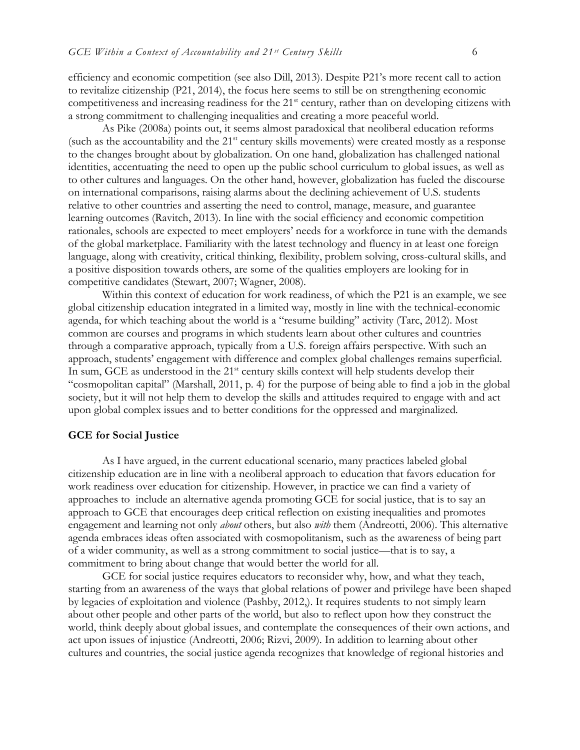efficiency and economic competition (see also Dill, 2013). Despite P21's more recent call to action to revitalize citizenship (P21, 2014), the focus here seems to still be on strengthening economic competitiveness and increasing readiness for the 21st century, rather than on developing citizens with a strong commitment to challenging inequalities and creating a more peaceful world.

As Pike (2008a) points out, it seems almost paradoxical that neoliberal education reforms (such as the accountability and the 21st century skills movements) were created mostly as a response to the changes brought about by globalization. On one hand, globalization has challenged national identities, accentuating the need to open up the public school curriculum to global issues, as well as to other cultures and languages. On the other hand, however, globalization has fueled the discourse on international comparisons, raising alarms about the declining achievement of U.S. students relative to other countries and asserting the need to control, manage, measure, and guarantee learning outcomes (Ravitch, 2013). In line with the social efficiency and economic competition rationales, schools are expected to meet employers' needs for a workforce in tune with the demands of the global marketplace. Familiarity with the latest technology and fluency in at least one foreign language, along with creativity, critical thinking, flexibility, problem solving, cross-cultural skills, and a positive disposition towards others, are some of the qualities employers are looking for in competitive candidates (Stewart, 2007; Wagner, 2008).

Within this context of education for work readiness, of which the P21 is an example, we see global citizenship education integrated in a limited way, mostly in line with the technical-economic agenda, for which teaching about the world is a "resume building" activity (Tarc, 2012). Most common are courses and programs in which students learn about other cultures and countries through a comparative approach, typically from a U.S. foreign affairs perspective. With such an approach, students' engagement with difference and complex global challenges remains superficial. In sum, GCE as understood in the 21st century skills context will help students develop their "cosmopolitan capital" (Marshall, 2011, p. 4) for the purpose of being able to find a job in the global society, but it will not help them to develop the skills and attitudes required to engage with and act upon global complex issues and to better conditions for the oppressed and marginalized.

## GCE for Social Justice

As I have argued, in the current educational scenario, many practices labeled global citizenship education are in line with a neoliberal approach to education that favors education for work readiness over education for citizenship. However, in practice we can find a variety of approaches to include an alternative agenda promoting GCE for social justice, that is to say an approach to GCE that encourages deep critical reflection on existing inequalities and promotes engagement and learning not only *about* others, but also *with* them (Andreotti, 2006). This alternative agenda embraces ideas often associated with cosmopolitanism, such as the awareness of being part of a wider community, as well as a strong commitment to social justice—that is to say, a commitment to bring about change that would better the world for all.

GCE for social justice requires educators to reconsider why, how, and what they teach, starting from an awareness of the ways that global relations of power and privilege have been shaped by legacies of exploitation and violence (Pashby, 2012,). It requires students to not simply learn about other people and other parts of the world, but also to reflect upon how they construct the world, think deeply about global issues, and contemplate the consequences of their own actions, and act upon issues of injustice (Andreotti, 2006; Rizvi, 2009). In addition to learning about other cultures and countries, the social justice agenda recognizes that knowledge of regional histories and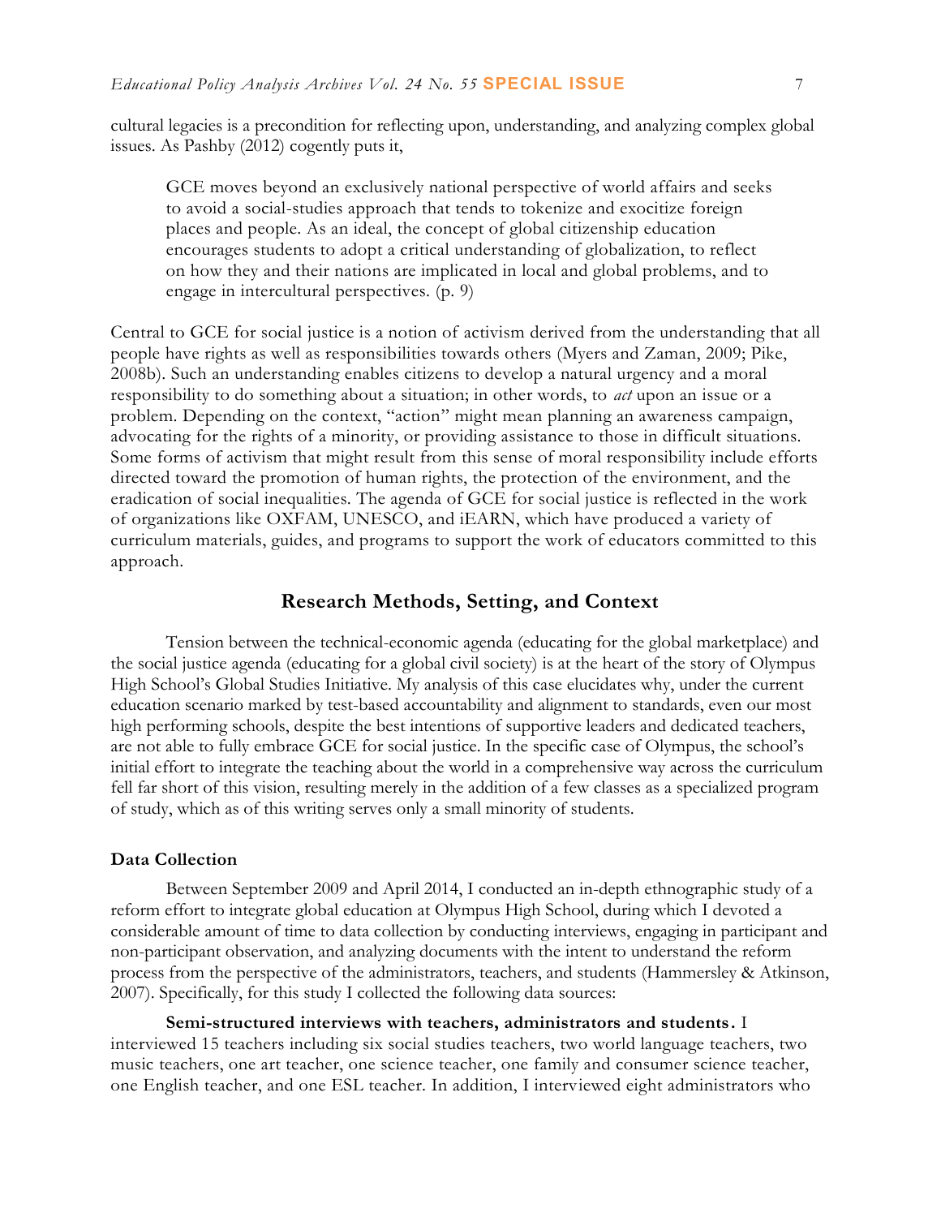cultural legacies is a precondition for reflecting upon, understanding, and analyzing complex global issues. As Pashby (2012) cogently puts it,

> GCE moves beyond an exclusively national perspective of world affairs and seeks to avoid a social-studies approach that tends to tokenize and exocitize foreign places and people. As an ideal, the concept of global citizenship education encourages students to adopt a critical understanding of globalization, to reflect on how they and their nations are implicated in local and global problems, and to engage in intercultural perspectives. (p. 9)

Central to GCE for social justice is a notion of activism derived from the understanding that all people have rights as well as responsibilities towards others (Myers and Zaman, 2009; Pike, 2008b). Such an understanding enables citizens to develop a natural urgency and a moral responsibility to do something about a situation; in other words, to *act* upon an issue or a problem. Depending on the context, "action" might mean planning an awareness campaign, advocating for the rights of a minority, or providing assistance to those in difficult situations. Some forms of activism that might result from this sense of moral responsibility include efforts directed toward the promotion of human rights, the protection of the environment, and the eradication of social inequalities. The agenda of GCE for social justice is reflected in the work of organizations like OXFAM, UNESCO, and iEARN, which have produced a variety of curriculum materials, guides, and programs to support the work of educators committed to this approach.

## Research Methods, Setting, and Context

Tension between the technical-economic agenda (educating for the global marketplace) and the social justice agenda (educating for a global civil society) is at the heart of the story of Olympus High School's Global Studies Initiative. My analysis of this case elucidates why, under the current education scenario marked by test-based accountability and alignment to standards, even our most high performing schools, despite the best intentions of supportive leaders and dedicated teachers, are not able to fully embrace GCE for social justice. In the specific case of Olympus, the school's initial effort to integrate the teaching about the world in a comprehensive way across the curriculum fell far short of this vision, resulting merely in the addition of a few classes as a specialized program of study, which as of this writing serves only a small minority of students.

### Data Collection

Between September 2009 and April 2014, I conducted an in-depth ethnographic study of a reform effort to integrate global education at Olympus High School, during which I devoted a considerable amount of time to data collection by conducting interviews, engaging in participant and non-participant observation, and analyzing documents with the intent to understand the reform process from the perspective of the administrators, teachers, and students (Hammersley & Atkinson, 2007). Specifically, for this study I collected the following data sources:

**Semi-structured interviews with teachers, administrators and students.** I interviewed 15 teachers including six social studies teachers, two world language teachers, two music teachers, one art teacher, one science teacher, one family and consumer science teacher, one English teacher, and one ESL teacher. In addition, I interviewed eight administrators who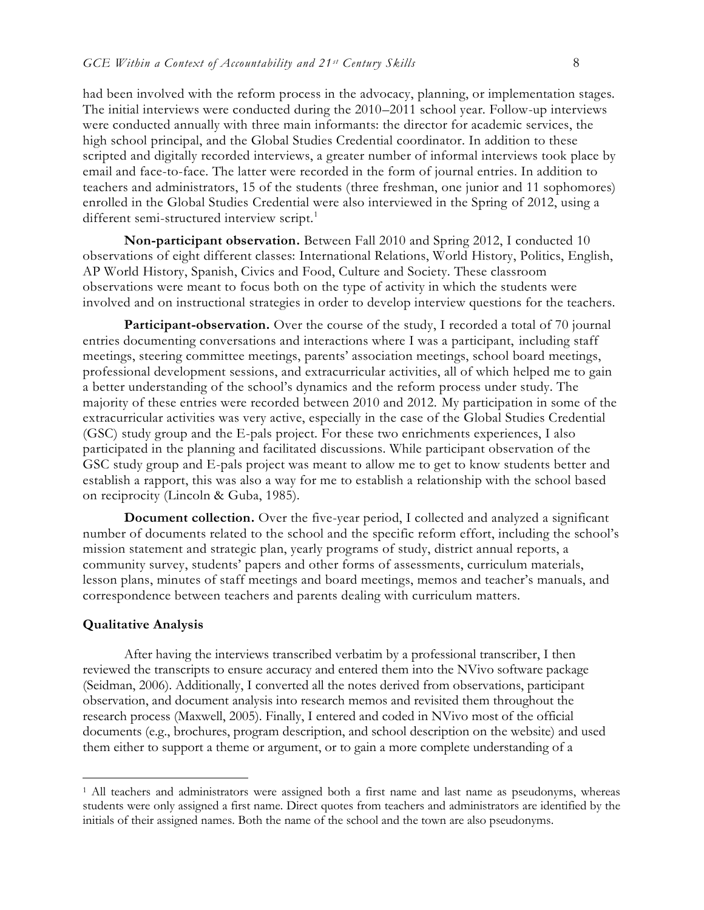had been involved with the reform process in the advocacy, planning, or implementation stages. The initial interviews were conducted during the 2010–2011 school year. Follow-up interviews were conducted annually with three main informants: the director for academic services, the high school principal, and the Global Studies Credential coordinator. In addition to these scripted and digitally recorded interviews, a greater number of informal interviews took place by email and face-to-face. The latter were recorded in the form of journal entries. In addition to teachers and administrators, 15 of the students (three freshman, one junior and 11 sophomores) enrolled in the Global Studies Credential were also interviewed in the Spring of 2012, using a different semi-structured interview script.[1]

**Non-participant observation.** Between Fall 2010 and Spring 2012, I conducted 10 observations of eight different classes: International Relations, World History, Politics, English, AP World History, Spanish, Civics and Food, Culture and Society. These classroom observations were meant to focus both on the type of activity in which the students were involved and on instructional strategies in order to develop interview questions for the teachers.

**Participant-observation.** Over the course of the study, I recorded a total of 70 journal entries documenting conversations and interactions where I was a participant, including staff meetings, steering committee meetings, parents' association meetings, school board meetings, professional development sessions, and extracurricular activities, all of which helped me to gain a better understanding of the school's dynamics and the reform process under study. The majority of these entries were recorded between 2010 and 2012. My participation in some of the extracurricular activities was very active, especially in the case of the Global Studies Credential (GSC) study group and the E-pals project. For these two enrichments experiences, I also participated in the planning and facilitated discussions. While participant observation of the GSC study group and E-pals project was meant to allow me to get to know students better and establish a rapport, this was also a way for me to establish a relationship with the school based on reciprocity (Lincoln & Guba, 1985).

**Document collection.** Over the five-year period, I collected and analyzed a significant number of documents related to the school and the specific reform effort, including the school's mission statement and strategic plan, yearly programs of study, district annual reports, a community survey, students' papers and other forms of assessments, curriculum materials, lesson plans, minutes of staff meetings and board meetings, memos and teacher's manuals, and correspondence between teachers and parents dealing with curriculum matters.

### Qualitative Analysis

After having the interviews transcribed verbatim by a professional transcriber, I then reviewed the transcripts to ensure accuracy and entered them into the NVivo software package (Seidman, 2006). Additionally, I converted all the notes derived from observations, participant observation, and document analysis into research memos and revisited them throughout the research process (Maxwell, 2005). Finally, I entered and coded in NVivo most of the official documents (e.g., brochures, program description, and school description on the website) and used them either to support a theme or argument, or to gain a more complete understanding of a

[1] All teachers and administrators were assigned both a first name and last name as pseudonyms, whereas students were only assigned a first name. Direct quotes from teachers and administrators are identified by the initials of their assigned names. Both the name of the school and the town are also pseudonyms.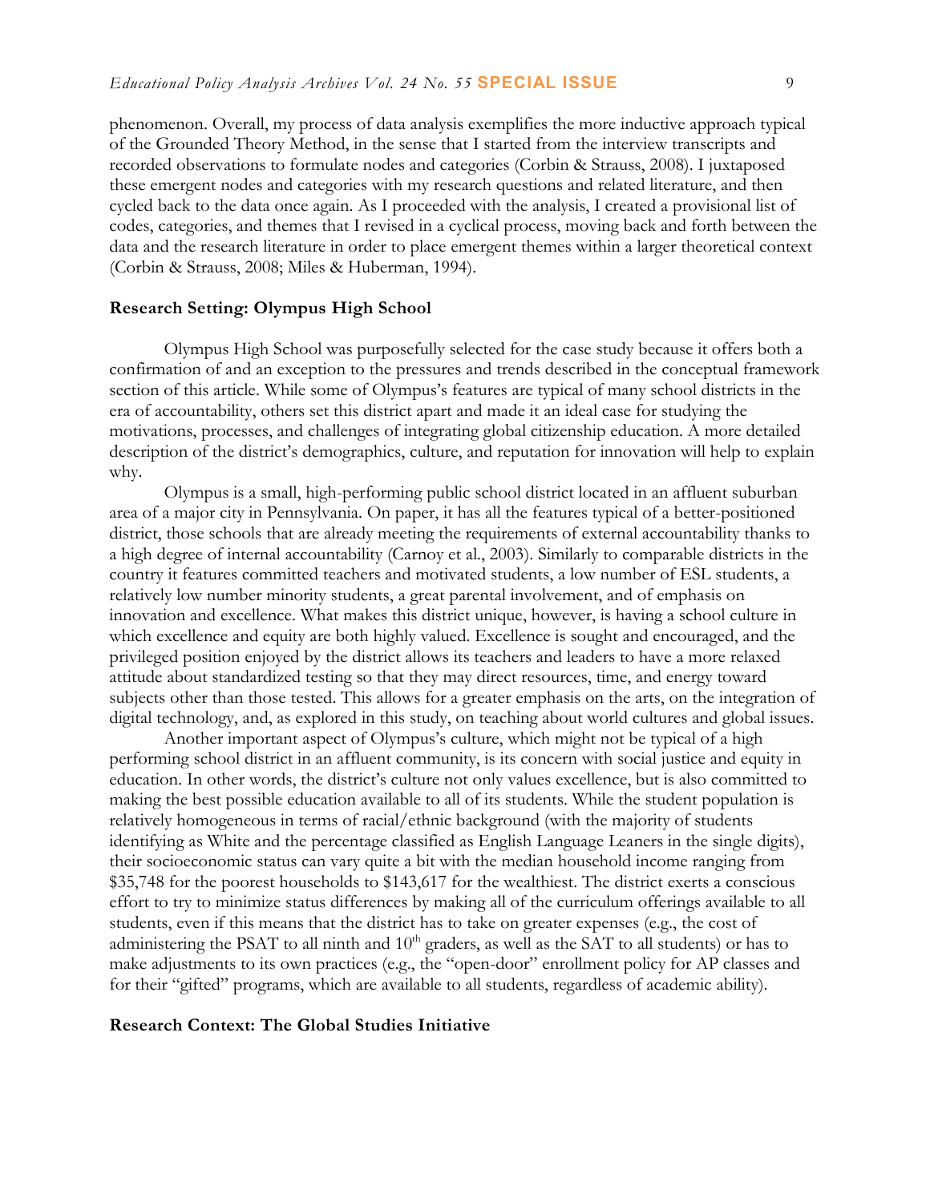phenomenon. Overall, my process of data analysis exemplifies the more inductive approach typical of the Grounded Theory Method, in the sense that I started from the interview transcripts and recorded observations to formulate nodes and categories (Corbin & Strauss, 2008). I juxtaposed these emergent nodes and categories with my research questions and related literature, and then cycled back to the data once again. As I proceeded with the analysis, I created a provisional list of codes, categories, and themes that I revised in a cyclical process, moving back and forth between the data and the research literature in order to place emergent themes within a larger theoretical context (Corbin & Strauss, 2008; Miles & Huberman, 1994).

**Research Setting: Olympus High School**

Olympus High School was purposefully selected for the case study because it offers both a confirmation of and an exception to the pressures and trends described in the conceptual framework section of this article. While some of Olympus's features are typical of many school districts in the era of accountability, others set this district apart and made it an ideal case for studying the motivations, processes, and challenges of integrating global citizenship education. A more detailed description of the district's demographics, culture, and reputation for innovation will help to explain why.

Olympus is a small, high-performing public school district located in an affluent suburban area of a major city in Pennsylvania. On paper, it has all the features typical of a better-positioned district, those schools that are already meeting the requirements of external accountability thanks to a high degree of internal accountability (Carnoy et al., 2003). Similarly to comparable districts in the country it features committed teachers and motivated students, a low number of ESL students, a relatively low number minority students, a great parental involvement, and of emphasis on innovation and excellence. What makes this district unique, however, is having a school culture in which excellence and equity are both highly valued. Excellence is sought and encouraged, and the privileged position enjoyed by the district allows its teachers and leaders to have a more relaxed attitude about standardized testing so that they may direct resources, time, and energy toward subjects other than those tested. This allows for a greater emphasis on the arts, on the integration of digital technology, and, as explored in this study, on teaching about world cultures and global issues.

Another important aspect of Olympus's culture, which might not be typical of a high performing school district in an affluent community, is its concern with social justice and equity in education. In other words, the district's culture not only values excellence, but is also committed to making the best possible education available to all of its students. While the student population is relatively homogeneous in terms of racial/ethnic background (with the majority of students identifying as White and the percentage classified as English Language Leaners in the single digits), their socioeconomic status can vary quite a bit with the median household income ranging from \$35,748 for the poorest households to \$143,617 for the wealthiest. The district exerts a conscious effort to try to minimize status differences by making all of the curriculum offerings available to all students, even if this means that the district has to take on greater expenses (e.g., the cost of administering the PSAT to all ninth and 10th graders, as well as the SAT to all students) or has to make adjustments to its own practices (e.g., the "open-door" enrollment policy for AP classes and for their "gifted" programs, which are available to all students, regardless of academic ability).

**Research Context: The Global Studies Initiative**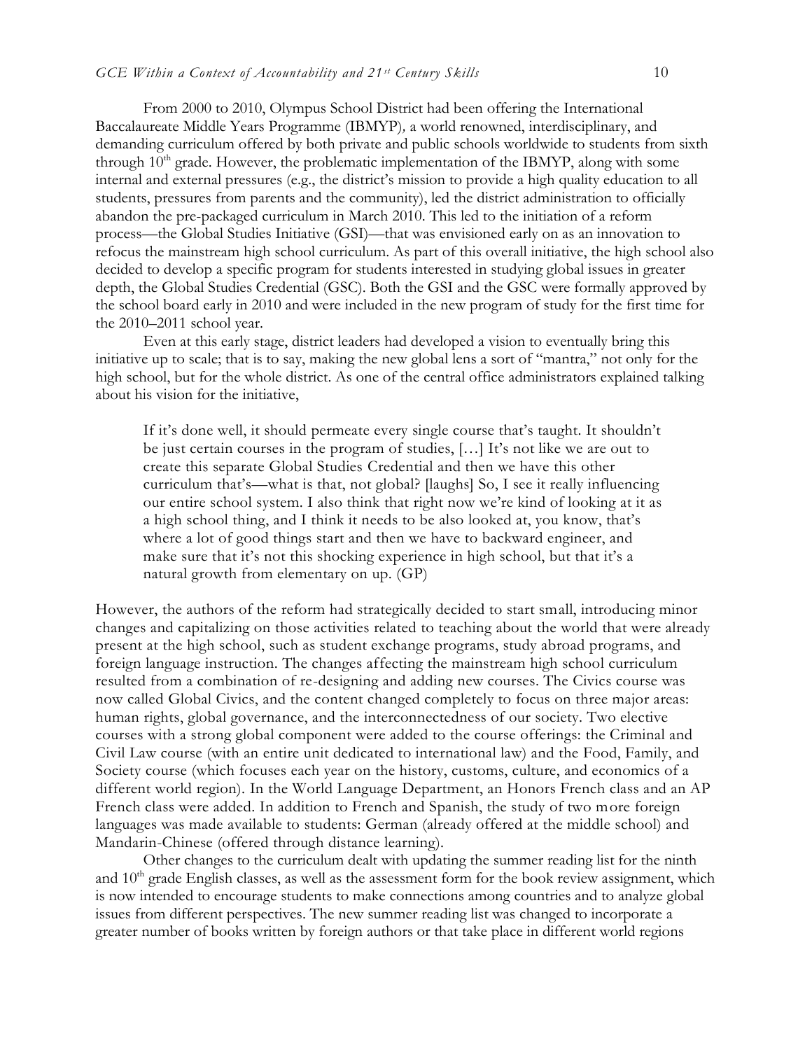From 2000 to 2010, Olympus School District had been offering the International Baccalaureate Middle Years Programme (IBMYP), a world renowned, interdisciplinary, and demanding curriculum offered by both private and public schools worldwide to students from sixth through 10th grade. However, the problematic implementation of the IBMYP, along with some internal and external pressures (e.g., the district's mission to provide a high quality education to all students, pressures from parents and the community), led the district administration to officially abandon the pre-packaged curriculum in March 2010. This led to the initiation of a reform process—the Global Studies Initiative (GSI)—that was envisioned early on as an innovation to refocus the mainstream high school curriculum. As part of this overall initiative, the high school also decided to develop a specific program for students interested in studying global issues in greater depth, the Global Studies Credential (GSC). Both the GSI and the GSC were formally approved by the school board early in 2010 and were included in the new program of study for the first time for the 2010–2011 school year.

Even at this early stage, district leaders had developed a vision to eventually bring this initiative up to scale; that is to say, making the new global lens a sort of "mantra," not only for the high school, but for the whole district. As one of the central office administrators explained talking about his vision for the initiative,

> If it's done well, it should permeate every single course that's taught. It shouldn't be just certain courses in the program of studies, […] It's not like we are out to create this separate Global Studies Credential and then we have this other curriculum that's—what is that, not global? [laughs] So, I see it really influencing our entire school system. I also think that right now we're kind of looking at it as a high school thing, and I think it needs to be also looked at, you know, that's where a lot of good things start and then we have to backward engineer, and make sure that it's not this shocking experience in high school, but that it's a natural growth from elementary on up. (GP)

However, the authors of the reform had strategically decided to start small, introducing minor changes and capitalizing on those activities related to teaching about the world that were already present at the high school, such as student exchange programs, study abroad programs, and foreign language instruction. The changes affecting the mainstream high school curriculum resulted from a combination of re-designing and adding new courses. The Civics course was now called Global Civics, and the content changed completely to focus on three major areas: human rights, global governance, and the interconnectedness of our society. Two elective courses with a strong global component were added to the course offerings: the Criminal and Civil Law course (with an entire unit dedicated to international law) and the Food, Family, and Society course (which focuses each year on the history, customs, culture, and economics of a different world region). In the World Language Department, an Honors French class and an AP French class were added. In addition to French and Spanish, the study of two more foreign languages was made available to students: German (already offered at the middle school) and Mandarin-Chinese (offered through distance learning).

Other changes to the curriculum dealt with updating the summer reading list for the ninth and 10th grade English classes, as well as the assessment form for the book review assignment, which is now intended to encourage students to make connections among countries and to analyze global issues from different perspectives. The new summer reading list was changed to incorporate a greater number of books written by foreign authors or that take place in different world regions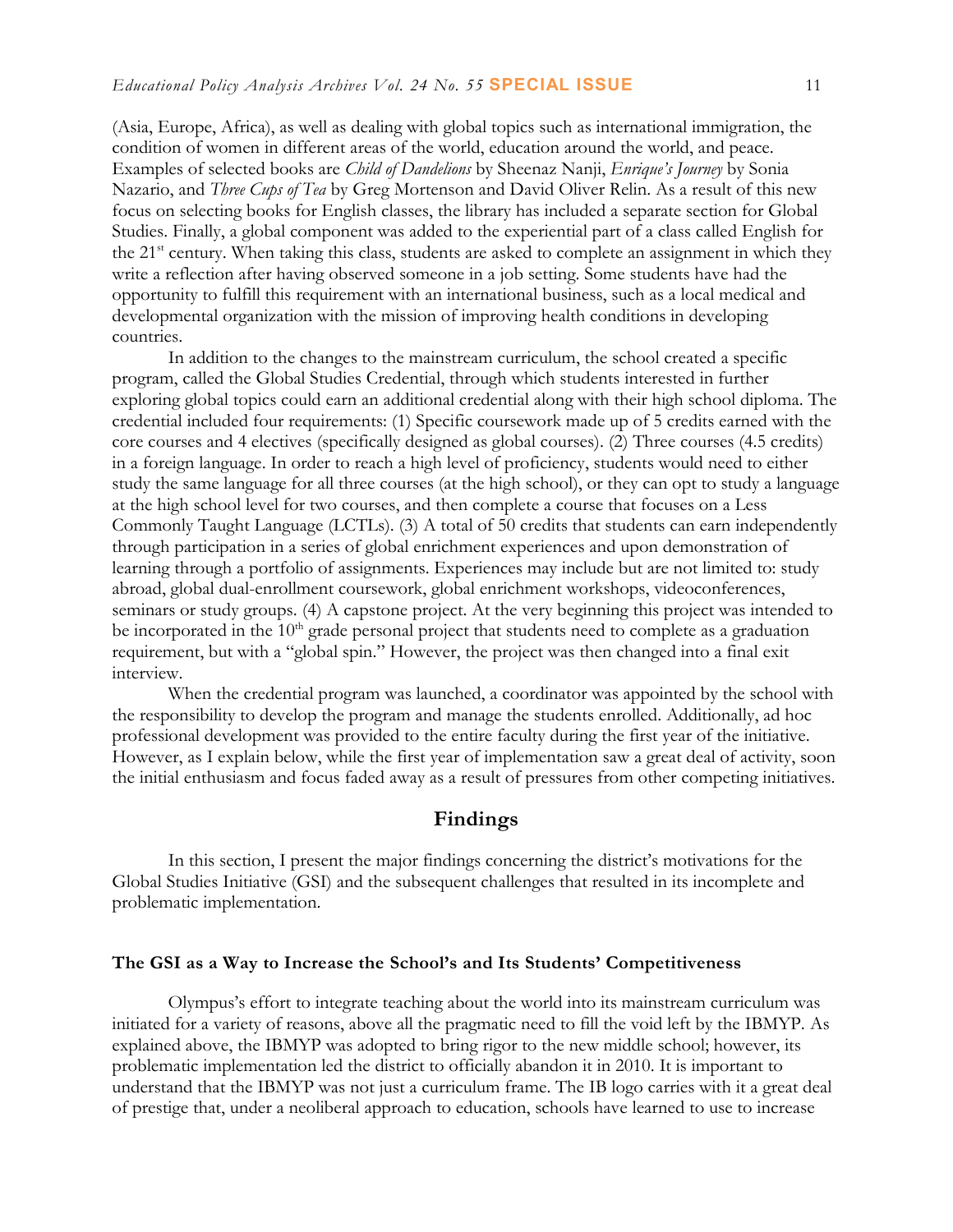(Asia, Europe, Africa), as well as dealing with global topics such as international immigration, the condition of women in different areas of the world, education around the world, and peace. Examples of selected books are *Child of Dandelions* by Sheenaz Nanji, *Enrique's Journey* by Sonia Nazario, and *Three Cups of Tea* by Greg Mortenson and David Oliver Relin. As a result of this new focus on selecting books for English classes, the library has included a separate section for Global Studies. Finally, a global component was added to the experiential part of a class called English for the 21st century. When taking this class, students are asked to complete an assignment in which they write a reflection after having observed someone in a job setting. Some students have had the opportunity to fulfill this requirement with an international business, such as a local medical and developmental organization with the mission of improving health conditions in developing countries.

In addition to the changes to the mainstream curriculum, the school created a specific program, called the Global Studies Credential, through which students interested in further exploring global topics could earn an additional credential along with their high school diploma. The credential included four requirements: (1) Specific coursework made up of 5 credits earned with the core courses and 4 electives (specifically designed as global courses). (2) Three courses (4.5 credits) in a foreign language. In order to reach a high level of proficiency, students would need to either study the same language for all three courses (at the high school), or they can opt to study a language at the high school level for two courses, and then complete a course that focuses on a Less Commonly Taught Language (LCTLs). (3) A total of 50 credits that students can earn independently through participation in a series of global enrichment experiences and upon demonstration of learning through a portfolio of assignments. Experiences may include but are not limited to: study abroad, global dual-enrollment coursework, global enrichment workshops, videoconferences, seminars or study groups. (4) A capstone project. At the very beginning this project was intended to be incorporated in the 10th grade personal project that students need to complete as a graduation requirement, but with a "global spin." However, the project was then changed into a final exit interview.

When the credential program was launched, a coordinator was appointed by the school with the responsibility to develop the program and manage the students enrolled. Additionally, ad hoc professional development was provided to the entire faculty during the first year of the initiative. However, as I explain below, while the first year of implementation saw a great deal of activity, soon the initial enthusiasm and focus faded away as a result of pressures from other competing initiatives.

## Findings

In this section, I present the major findings concerning the district's motivations for the Global Studies Initiative (GSI) and the subsequent challenges that resulted in its incomplete and problematic implementation.

### The GSI as a Way to Increase the School's and Its Students' Competitiveness

Olympus's effort to integrate teaching about the world into its mainstream curriculum was initiated for a variety of reasons, above all the pragmatic need to fill the void left by the IBMYP. As explained above, the IBMYP was adopted to bring rigor to the new middle school; however, its problematic implementation led the district to officially abandon it in 2010. It is important to understand that the IBMYP was not just a curriculum frame. The IB logo carries with it a great deal of prestige that, under a neoliberal approach to education, schools have learned to use to increase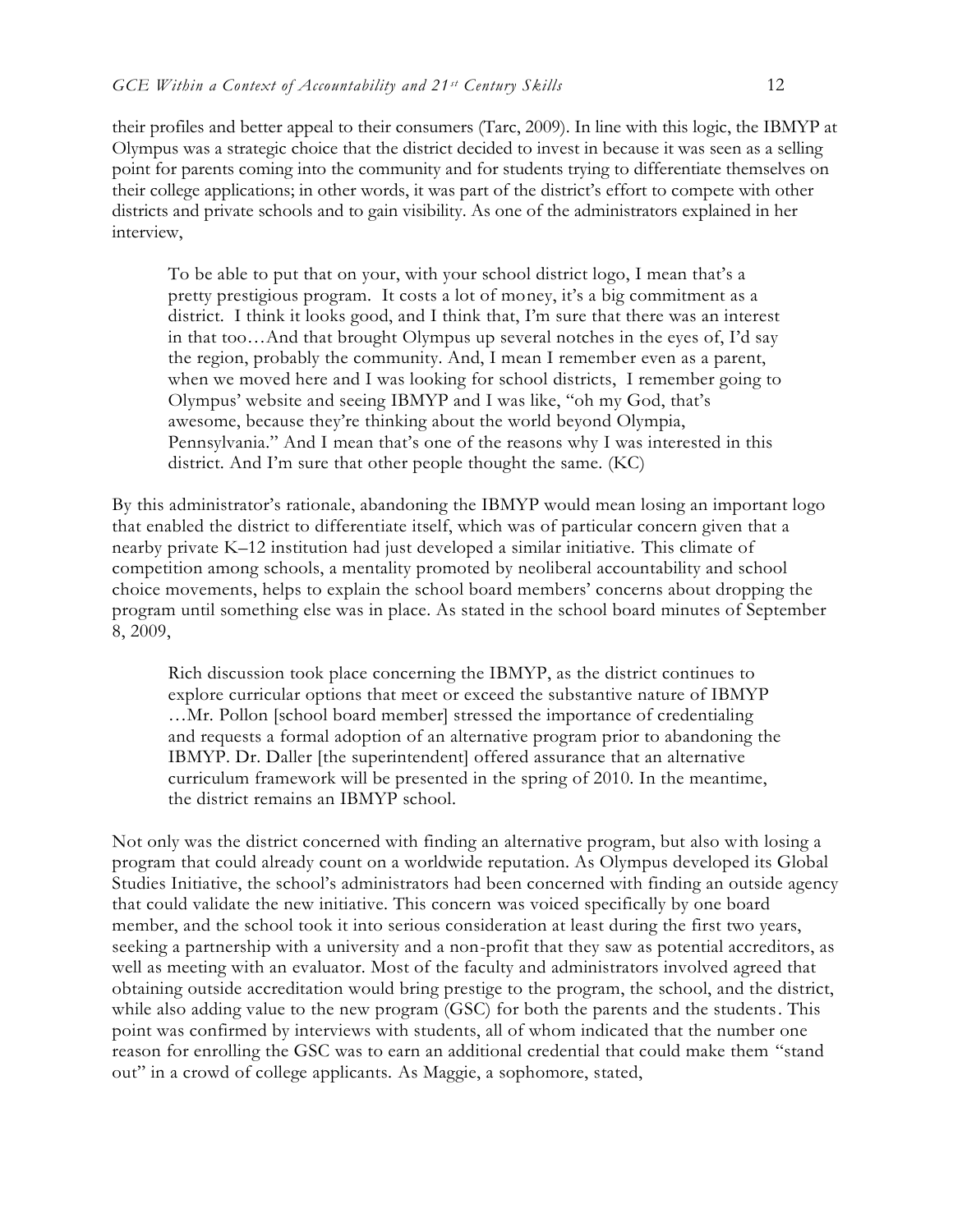their profiles and better appeal to their consumers (Tarc, 2009). In line with this logic, the IBMYP at Olympus was a strategic choice that the district decided to invest in because it was seen as a selling point for parents coming into the community and for students trying to differentiate themselves on their college applications; in other words, it was part of the district's effort to compete with other districts and private schools and to gain visibility. As one of the administrators explained in her interview,

> To be able to put that on your, with your school district logo, I mean that's a pretty prestigious program. It costs a lot of money, it's a big commitment as a district. I think it looks good, and I think that, I'm sure that there was an interest in that too…And that brought Olympus up several notches in the eyes of, I'd say the region, probably the community. And, I mean I remember even as a parent, when we moved here and I was looking for school districts, I remember going to Olympus' website and seeing IBMYP and I was like, "oh my God, that's awesome, because they're thinking about the world beyond Olympia, Pennsylvania." And I mean that's one of the reasons why I was interested in this district. And I'm sure that other people thought the same. (KC)

By this administrator's rationale, abandoning the IBMYP would mean losing an important logo that enabled the district to differentiate itself, which was of particular concern given that a nearby private K–12 institution had just developed a similar initiative. This climate of competition among schools, a mentality promoted by neoliberal accountability and school choice movements, helps to explain the school board members' concerns about dropping the program until something else was in place. As stated in the school board minutes of September 8, 2009,

> Rich discussion took place concerning the IBMYP, as the district continues to explore curricular options that meet or exceed the substantive nature of IBMYP …Mr. Pollon [school board member] stressed the importance of credentialing and requests a formal adoption of an alternative program prior to abandoning the IBMYP. Dr. Daller [the superintendent] offered assurance that an alternative curriculum framework will be presented in the spring of 2010. In the meantime, the district remains an IBMYP school.

Not only was the district concerned with finding an alternative program, but also with losing a program that could already count on a worldwide reputation. As Olympus developed its Global Studies Initiative, the school's administrators had been concerned with finding an outside agency that could validate the new initiative. This concern was voiced specifically by one board member, and the school took it into serious consideration at least during the first two years, seeking a partnership with a university and a non-profit that they saw as potential accreditors, as well as meeting with an evaluator. Most of the faculty and administrators involved agreed that obtaining outside accreditation would bring prestige to the program, the school, and the district, while also adding value to the new program (GSC) for both the parents and the students. This point was confirmed by interviews with students, all of whom indicated that the number one reason for enrolling the GSC was to earn an additional credential that could make them "stand out" in a crowd of college applicants. As Maggie, a sophomore, stated,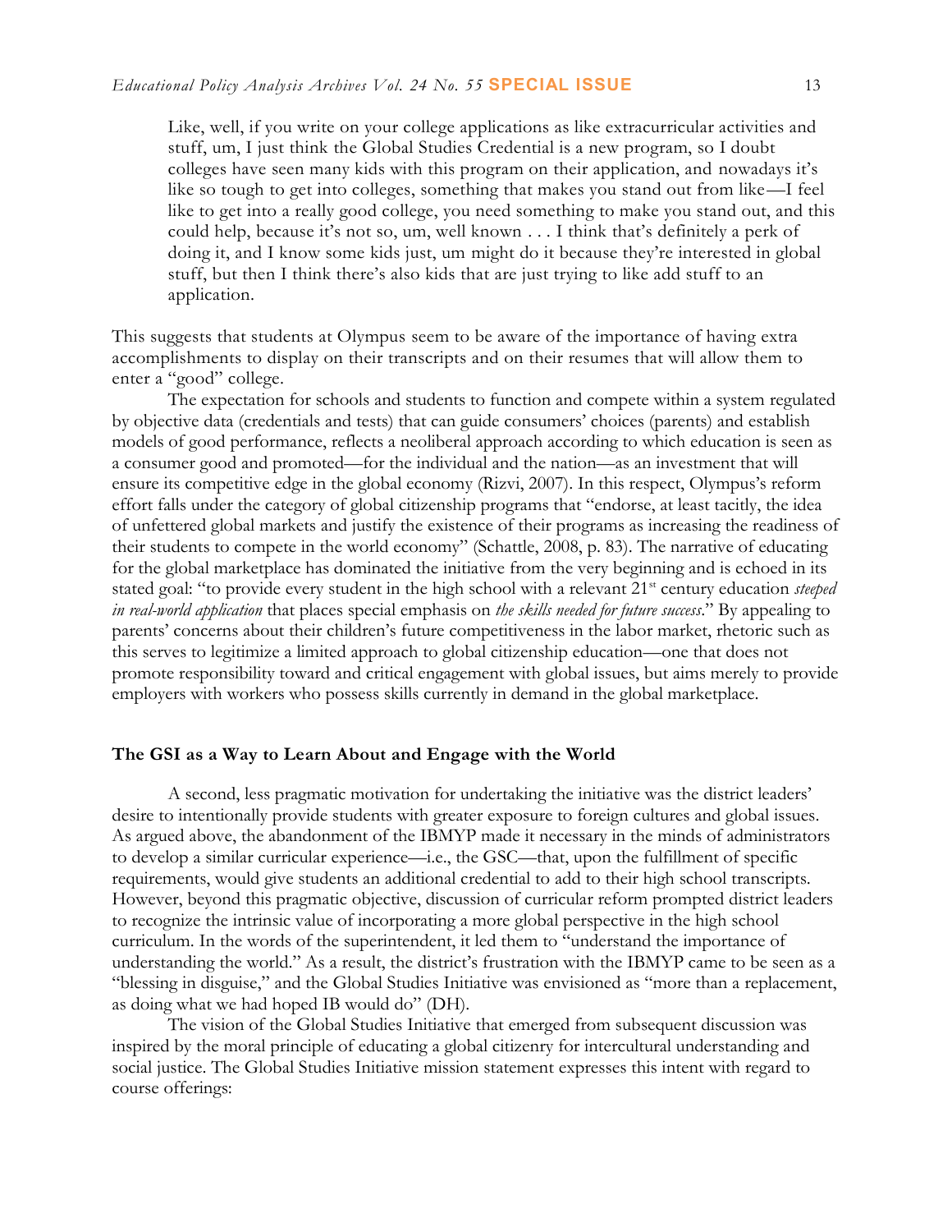> Like, well, if you write on your college applications as like extracurricular activities and stuff, um, I just think the Global Studies Credential is a new program, so I doubt colleges have seen many kids with this program on their application, and nowadays it's like so tough to get into colleges, something that makes you stand out from like—I feel like to get into a really good college, you need something to make you stand out, and this could help, because it's not so, um, well known . . . I think that's definitely a perk of doing it, and I know some kids just, um might do it because they're interested in global stuff, but then I think there's also kids that are just trying to like add stuff to an application.

This suggests that students at Olympus seem to be aware of the importance of having extra accomplishments to display on their transcripts and on their resumes that will allow them to enter a "good" college.

The expectation for schools and students to function and compete within a system regulated by objective data (credentials and tests) that can guide consumers' choices (parents) and establish models of good performance, reflects a neoliberal approach according to which education is seen as a consumer good and promoted—for the individual and the nation—as an investment that will ensure its competitive edge in the global economy (Rizvi, 2007). In this respect, Olympus's reform effort falls under the category of global citizenship programs that "endorse, at least tacitly, the idea of unfettered global markets and justify the existence of their programs as increasing the readiness of their students to compete in the world economy" (Schattle, 2008, p. 83). The narrative of educating for the global marketplace has dominated the initiative from the very beginning and is echoed in its stated goal: "to provide every student in the high school with a relevant 21st century education *steeped in real-world application* that places special emphasis on *the skills needed for future success*." By appealing to parents' concerns about their children's future competitiveness in the labor market, rhetoric such as this serves to legitimize a limited approach to global citizenship education—one that does not promote responsibility toward and critical engagement with global issues, but aims merely to provide employers with workers who possess skills currently in demand in the global marketplace.

### The GSI as a Way to Learn About and Engage with the World

A second, less pragmatic motivation for undertaking the initiative was the district leaders' desire to intentionally provide students with greater exposure to foreign cultures and global issues. As argued above, the abandonment of the IBMYP made it necessary in the minds of administrators to develop a similar curricular experience—i.e., the GSC—that, upon the fulfillment of specific requirements, would give students an additional credential to add to their high school transcripts. However, beyond this pragmatic objective, discussion of curricular reform prompted district leaders to recognize the intrinsic value of incorporating a more global perspective in the high school curriculum. In the words of the superintendent, it led them to "understand the importance of understanding the world." As a result, the district's frustration with the IBMYP came to be seen as a "blessing in disguise," and the Global Studies Initiative was envisioned as "more than a replacement, as doing what we had hoped IB would do" (DH).

The vision of the Global Studies Initiative that emerged from subsequent discussion was inspired by the moral principle of educating a global citizenry for intercultural understanding and social justice. The Global Studies Initiative mission statement expresses this intent with regard to course offerings: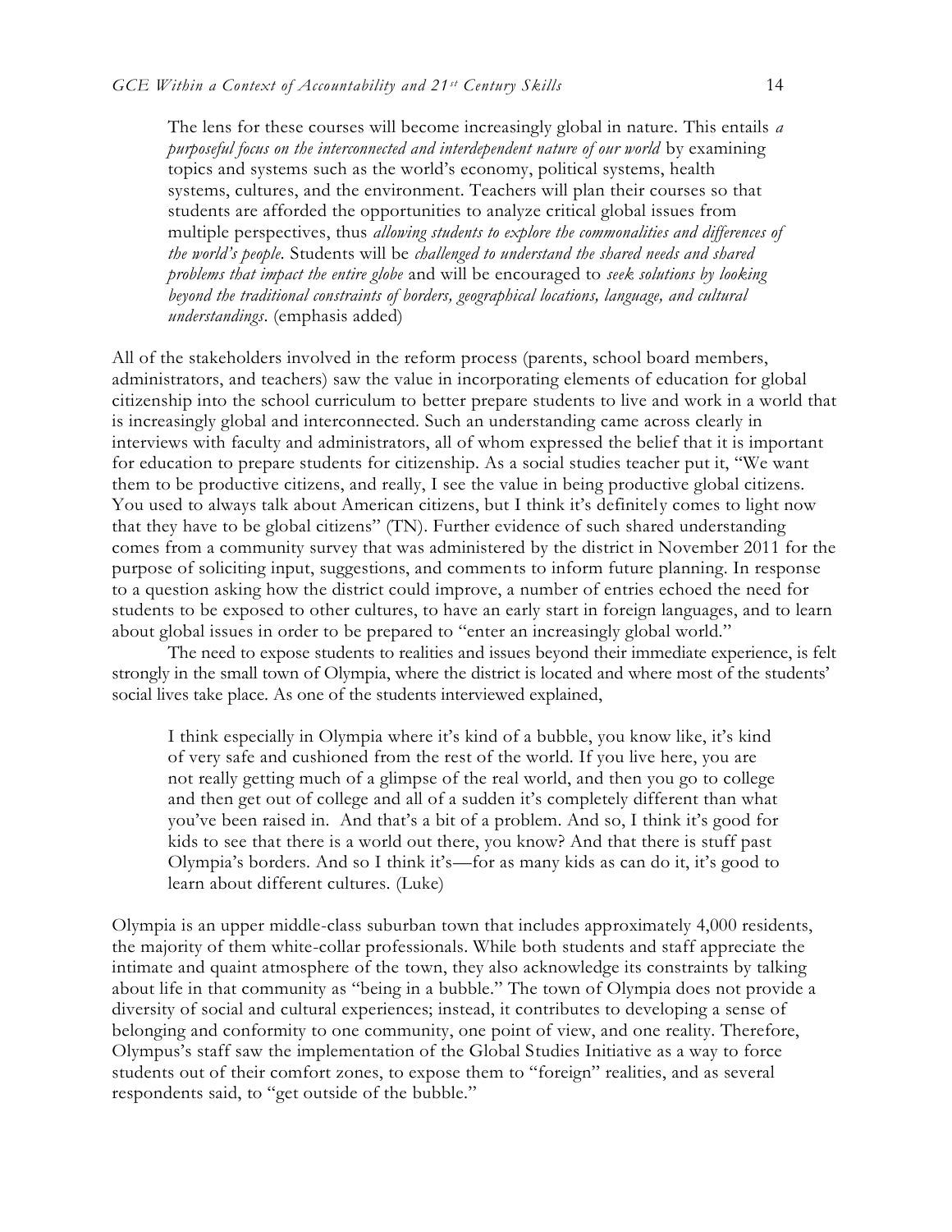> The lens for these courses will become increasingly global in nature. This entails *a purposeful focus on the interconnected and interdependent nature of our world* by examining topics and systems such as the world's economy, political systems, health systems, cultures, and the environment. Teachers will plan their courses so that students are afforded the opportunities to analyze critical global issues from multiple perspectives, thus *allowing students to explore the commonalities and differences of the world's people*. Students will be *challenged to understand the shared needs and shared problems that impact the entire globe* and will be encouraged to *seek solutions by looking beyond the traditional constraints of borders, geographical locations, language, and cultural understandings*. (emphasis added)

All of the stakeholders involved in the reform process (parents, school board members, administrators, and teachers) saw the value in incorporating elements of education for global citizenship into the school curriculum to better prepare students to live and work in a world that is increasingly global and interconnected. Such an understanding came across clearly in interviews with faculty and administrators, all of whom expressed the belief that it is important for education to prepare students for citizenship. As a social studies teacher put it, "We want them to be productive citizens, and really, I see the value in being productive global citizens. You used to always talk about American citizens, but I think it's definitely comes to light now that they have to be global citizens" (TN). Further evidence of such shared understanding comes from a community survey that was administered by the district in November 2011 for the purpose of soliciting input, suggestions, and comments to inform future planning. In response to a question asking how the district could improve, a number of entries echoed the need for students to be exposed to other cultures, to have an early start in foreign languages, and to learn about global issues in order to be prepared to "enter an increasingly global world."

The need to expose students to realities and issues beyond their immediate experience, is felt strongly in the small town of Olympia, where the district is located and where most of the students' social lives take place. As one of the students interviewed explained,

> I think especially in Olympia where it's kind of a bubble, you know like, it's kind of very safe and cushioned from the rest of the world. If you live here, you are not really getting much of a glimpse of the real world, and then you go to college and then get out of college and all of a sudden it's completely different than what you've been raised in. And that's a bit of a problem. And so, I think it's good for kids to see that there is a world out there, you know? And that there is stuff past Olympia's borders. And so I think it's—for as many kids as can do it, it's good to learn about different cultures. (Luke)

Olympia is an upper middle-class suburban town that includes approximately 4,000 residents, the majority of them white-collar professionals. While both students and staff appreciate the intimate and quaint atmosphere of the town, they also acknowledge its constraints by talking about life in that community as "being in a bubble." The town of Olympia does not provide a diversity of social and cultural experiences; instead, it contributes to developing a sense of belonging and conformity to one community, one point of view, and one reality. Therefore, Olympus's staff saw the implementation of the Global Studies Initiative as a way to force students out of their comfort zones, to expose them to "foreign" realities, and as several respondents said, to "get outside of the bubble."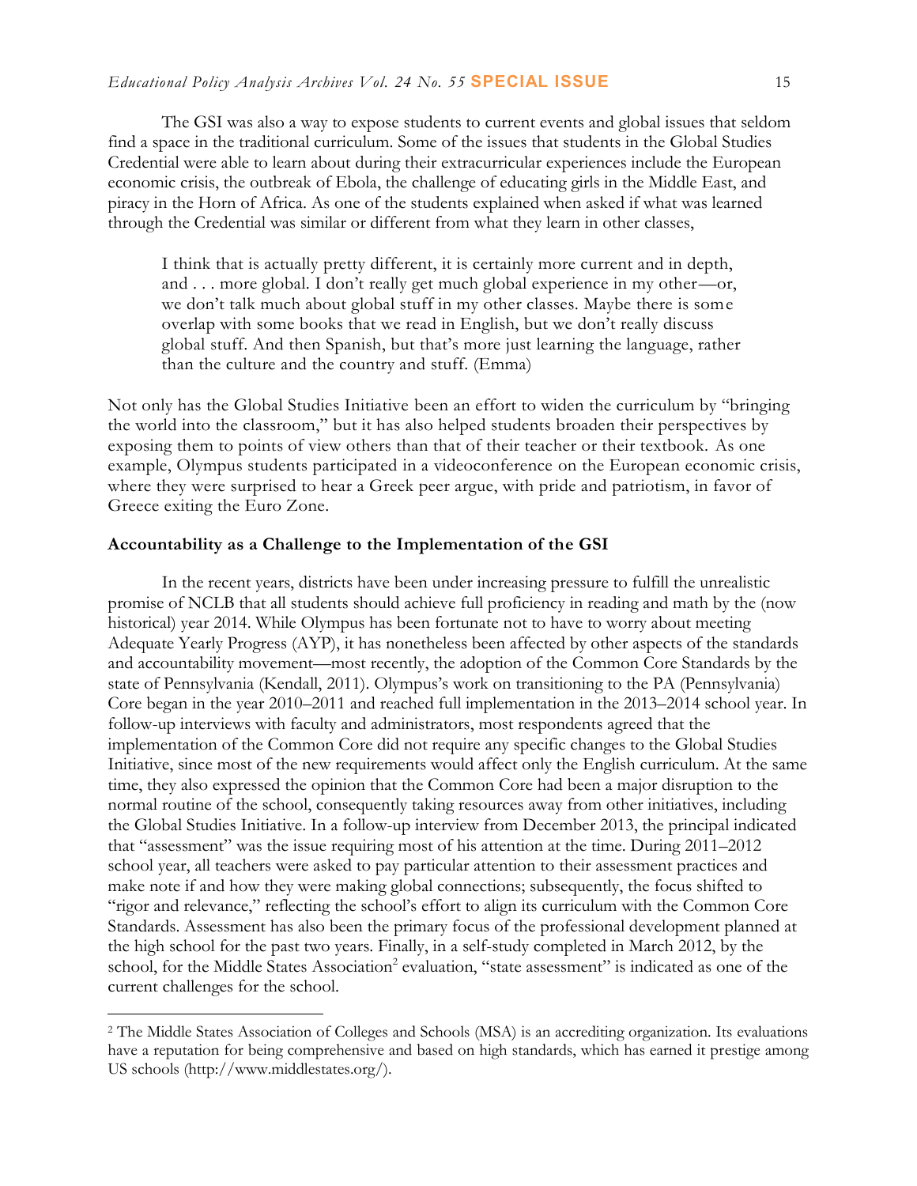The GSI was also a way to expose students to current events and global issues that seldom find a space in the traditional curriculum. Some of the issues that students in the Global Studies Credential were able to learn about during their extracurricular experiences include the European economic crisis, the outbreak of Ebola, the challenge of educating girls in the Middle East, and piracy in the Horn of Africa. As one of the students explained when asked if what was learned through the Credential was similar or different from what they learn in other classes,

> I think that is actually pretty different, it is certainly more current and in depth, and . . . more global. I don't really get much global experience in my other—or, we don't talk much about global stuff in my other classes. Maybe there is some overlap with some books that we read in English, but we don't really discuss global stuff. And then Spanish, but that's more just learning the language, rather than the culture and the country and stuff. (Emma)

Not only has the Global Studies Initiative been an effort to widen the curriculum by "bringing the world into the classroom," but it has also helped students broaden their perspectives by exposing them to points of view others than that of their teacher or their textbook. As one example, Olympus students participated in a videoconference on the European economic crisis, where they were surprised to hear a Greek peer argue, with pride and patriotism, in favor of Greece exiting the Euro Zone.

### Accountability as a Challenge to the Implementation of the GSI

In the recent years, districts have been under increasing pressure to fulfill the unrealistic promise of NCLB that all students should achieve full proficiency in reading and math by the (now historical) year 2014. While Olympus has been fortunate not to have to worry about meeting Adequate Yearly Progress (AYP), it has nonetheless been affected by other aspects of the standards and accountability movement—most recently, the adoption of the Common Core Standards by the state of Pennsylvania (Kendall, 2011). Olympus's work on transitioning to the PA (Pennsylvania) Core began in the year 2010–2011 and reached full implementation in the 2013–2014 school year. In follow-up interviews with faculty and administrators, most respondents agreed that the implementation of the Common Core did not require any specific changes to the Global Studies Initiative, since most of the new requirements would affect only the English curriculum. At the same time, they also expressed the opinion that the Common Core had been a major disruption to the normal routine of the school, consequently taking resources away from other initiatives, including the Global Studies Initiative. In a follow-up interview from December 2013, the principal indicated that "assessment" was the issue requiring most of his attention at the time. During 2011–2012 school year, all teachers were asked to pay particular attention to their assessment practices and make note if and how they were making global connections; subsequently, the focus shifted to "rigor and relevance," reflecting the school's effort to align its curriculum with the Common Core Standards. Assessment has also been the primary focus of the professional development planned at the high school for the past two years. Finally, in a self-study completed in March 2012, by the school, for the Middle States Association[2] evaluation, "state assessment" is indicated as one of the current challenges for the school.

[2] The Middle States Association of Colleges and Schools (MSA) is an accrediting organization. Its evaluations have a reputation for being comprehensive and based on high standards, which has earned it prestige among US schools (http://www.middlestates.org/).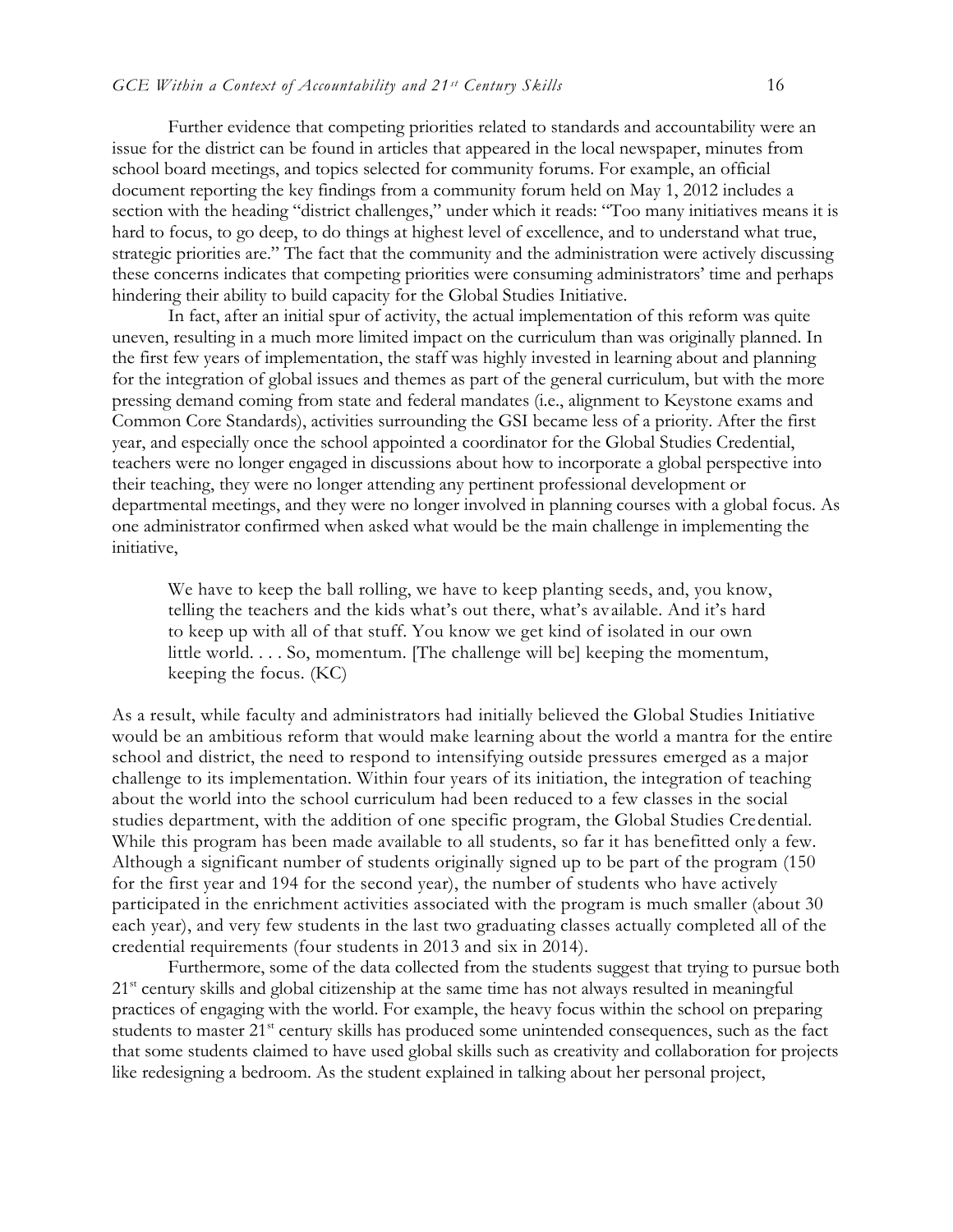Further evidence that competing priorities related to standards and accountability were an issue for the district can be found in articles that appeared in the local newspaper, minutes from school board meetings, and topics selected for community forums. For example, an official document reporting the key findings from a community forum held on May 1, 2012 includes a section with the heading "district challenges," under which it reads: "Too many initiatives means it is hard to focus, to go deep, to do things at highest level of excellence, and to understand what true, strategic priorities are." The fact that the community and the administration were actively discussing these concerns indicates that competing priorities were consuming administrators' time and perhaps hindering their ability to build capacity for the Global Studies Initiative.

In fact, after an initial spur of activity, the actual implementation of this reform was quite uneven, resulting in a much more limited impact on the curriculum than was originally planned. In the first few years of implementation, the staff was highly invested in learning about and planning for the integration of global issues and themes as part of the general curriculum, but with the more pressing demand coming from state and federal mandates (i.e., alignment to Keystone exams and Common Core Standards), activities surrounding the GSI became less of a priority. After the first year, and especially once the school appointed a coordinator for the Global Studies Credential, teachers were no longer engaged in discussions about how to incorporate a global perspective into their teaching, they were no longer attending any pertinent professional development or departmental meetings, and they were no longer involved in planning courses with a global focus. As one administrator confirmed when asked what would be the main challenge in implementing the initiative,

> We have to keep the ball rolling, we have to keep planting seeds, and, you know, telling the teachers and the kids what's out there, what's available. And it's hard to keep up with all of that stuff. You know we get kind of isolated in our own little world. . . . So, momentum. [The challenge will be] keeping the momentum, keeping the focus. (KC)

As a result, while faculty and administrators had initially believed the Global Studies Initiative would be an ambitious reform that would make learning about the world a mantra for the entire school and district, the need to respond to intensifying outside pressures emerged as a major challenge to its implementation. Within four years of its initiation, the integration of teaching about the world into the school curriculum had been reduced to a few classes in the social studies department, with the addition of one specific program, the Global Studies Credential. While this program has been made available to all students, so far it has benefitted only a few. Although a significant number of students originally signed up to be part of the program (150 for the first year and 194 for the second year), the number of students who have actively participated in the enrichment activities associated with the program is much smaller (about 30 each year), and very few students in the last two graduating classes actually completed all of the credential requirements (four students in 2013 and six in 2014).

Furthermore, some of the data collected from the students suggest that trying to pursue both 21st century skills and global citizenship at the same time has not always resulted in meaningful practices of engaging with the world. For example, the heavy focus within the school on preparing students to master 21st century skills has produced some unintended consequences, such as the fact that some students claimed to have used global skills such as creativity and collaboration for projects like redesigning a bedroom. As the student explained in talking about her personal project,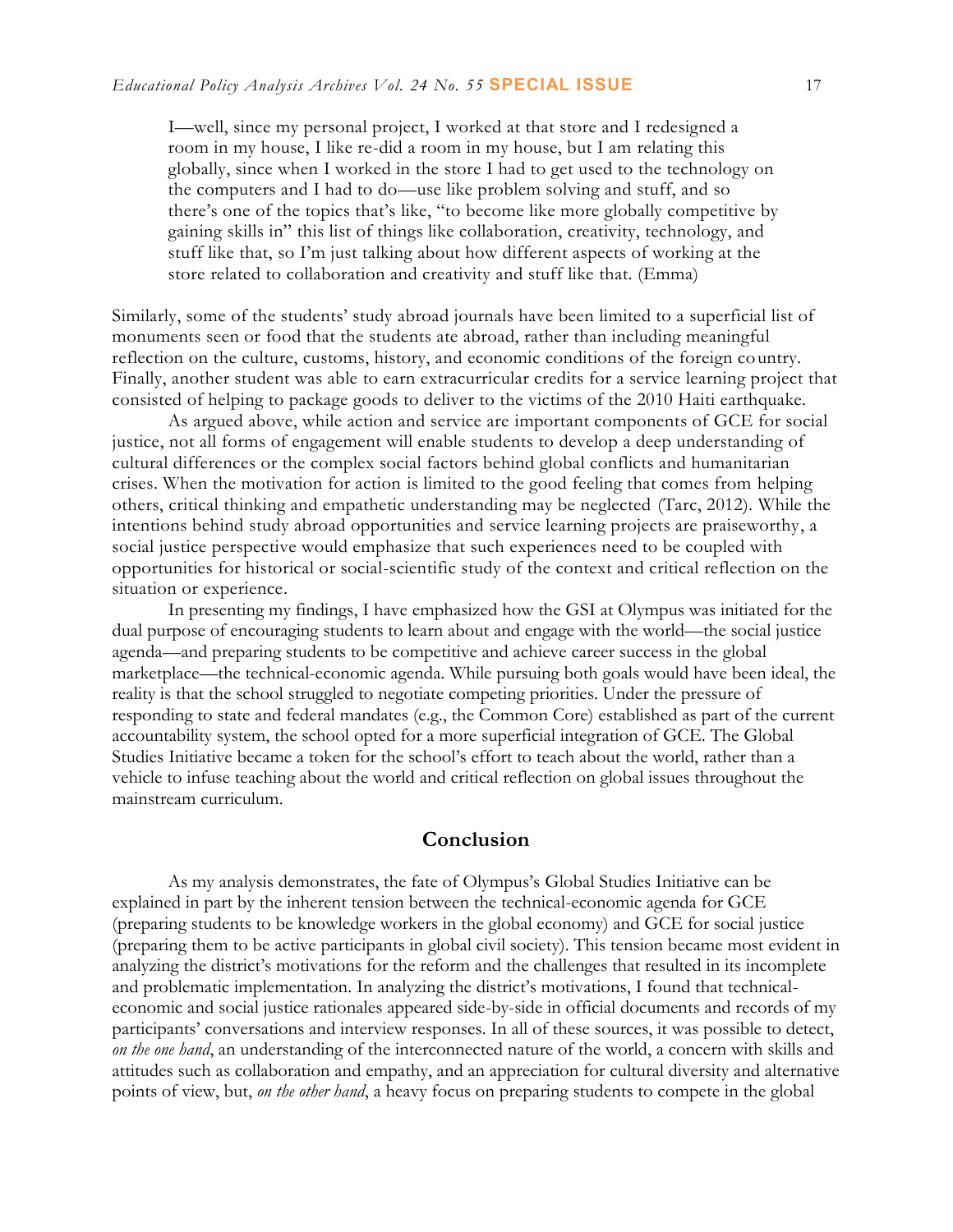> I—well, since my personal project, I worked at that store and I redesigned a room in my house, I like re-did a room in my house, but I am relating this globally, since when I worked in the store I had to get used to the technology on the computers and I had to do—use like problem solving and stuff, and so there's one of the topics that's like, "to become like more globally competitive by gaining skills in" this list of things like collaboration, creativity, technology, and stuff like that, so I'm just talking about how different aspects of working at the store related to collaboration and creativity and stuff like that. (Emma)

Similarly, some of the students' study abroad journals have been limited to a superficial list of monuments seen or food that the students ate abroad, rather than including meaningful reflection on the culture, customs, history, and economic conditions of the foreign country. Finally, another student was able to earn extracurricular credits for a service learning project that consisted of helping to package goods to deliver to the victims of the 2010 Haiti earthquake.

As argued above, while action and service are important components of GCE for social justice, not all forms of engagement will enable students to develop a deep understanding of cultural differences or the complex social factors behind global conflicts and humanitarian crises. When the motivation for action is limited to the good feeling that comes from helping others, critical thinking and empathetic understanding may be neglected (Tarc, 2012). While the intentions behind study abroad opportunities and service learning projects are praiseworthy, a social justice perspective would emphasize that such experiences need to be coupled with opportunities for historical or social-scientific study of the context and critical reflection on the situation or experience.

In presenting my findings, I have emphasized how the GSI at Olympus was initiated for the dual purpose of encouraging students to learn about and engage with the world—the social justice agenda—and preparing students to be competitive and achieve career success in the global marketplace—the technical-economic agenda. While pursuing both goals would have been ideal, the reality is that the school struggled to negotiate competing priorities. Under the pressure of responding to state and federal mandates (e.g., the Common Core) established as part of the current accountability system, the school opted for a more superficial integration of GCE. The Global Studies Initiative became a token for the school's effort to teach about the world, rather than a vehicle to infuse teaching about the world and critical reflection on global issues throughout the mainstream curriculum.

## Conclusion

As my analysis demonstrates, the fate of Olympus's Global Studies Initiative can be explained in part by the inherent tension between the technical-economic agenda for GCE (preparing students to be knowledge workers in the global economy) and GCE for social justice (preparing them to be active participants in global civil society). This tension became most evident in analyzing the district's motivations for the reform and the challenges that resulted in its incomplete and problematic implementation. In analyzing the district's motivations, I found that technical-economic and social justice rationales appeared side-by-side in official documents and records of my participants' conversations and interview responses. In all of these sources, it was possible to detect, *on the one hand*, an understanding of the interconnected nature of the world, a concern with skills and attitudes such as collaboration and empathy, and an appreciation for cultural diversity and alternative points of view, but, *on the other hand*, a heavy focus on preparing students to compete in the global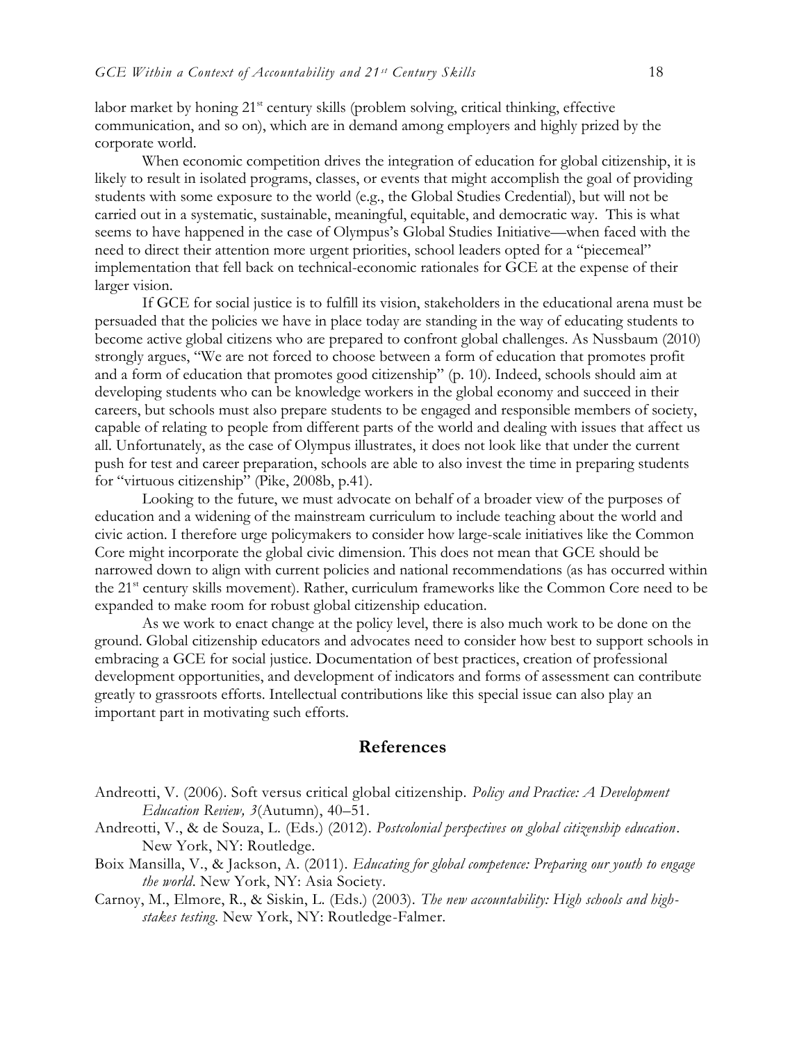labor market by honing 21st century skills (problem solving, critical thinking, effective communication, and so on), which are in demand among employers and highly prized by the corporate world.

When economic competition drives the integration of education for global citizenship, it is likely to result in isolated programs, classes, or events that might accomplish the goal of providing students with some exposure to the world (e.g., the Global Studies Credential), but will not be carried out in a systematic, sustainable, meaningful, equitable, and democratic way. This is what seems to have happened in the case of Olympus's Global Studies Initiative—when faced with the need to direct their attention more urgent priorities, school leaders opted for a "piecemeal" implementation that fell back on technical-economic rationales for GCE at the expense of their larger vision.

If GCE for social justice is to fulfill its vision, stakeholders in the educational arena must be persuaded that the policies we have in place today are standing in the way of educating students to become active global citizens who are prepared to confront global challenges. As Nussbaum (2010) strongly argues, "We are not forced to choose between a form of education that promotes profit and a form of education that promotes good citizenship" (p. 10). Indeed, schools should aim at developing students who can be knowledge workers in the global economy and succeed in their careers, but schools must also prepare students to be engaged and responsible members of society, capable of relating to people from different parts of the world and dealing with issues that affect us all. Unfortunately, as the case of Olympus illustrates, it does not look like that under the current push for test and career preparation, schools are able to also invest the time in preparing students for "virtuous citizenship" (Pike, 2008b, p.41).

Looking to the future, we must advocate on behalf of a broader view of the purposes of education and a widening of the mainstream curriculum to include teaching about the world and civic action. I therefore urge policymakers to consider how large-scale initiatives like the Common Core might incorporate the global civic dimension. This does not mean that GCE should be narrowed down to align with current policies and national recommendations (as has occurred within the 21st century skills movement). Rather, curriculum frameworks like the Common Core need to be expanded to make room for robust global citizenship education.

As we work to enact change at the policy level, there is also much work to be done on the ground. Global citizenship educators and advocates need to consider how best to support schools in embracing a GCE for social justice. Documentation of best practices, creation of professional development opportunities, and development of indicators and forms of assessment can contribute greatly to grassroots efforts. Intellectual contributions like this special issue can also play an important part in motivating such efforts.

## References

Andreotti, V. (2006). Soft versus critical global citizenship. *Policy and Practice: A Development Education Review, 3*(Autumn), 40–51.

Andreotti, V., & de Souza, L. (Eds.) (2012). *Postcolonial perspectives on global citizenship education*. New York, NY: Routledge.

Boix Mansilla, V., & Jackson, A. (2011). *Educating for global competence: Preparing our youth to engage the world*. New York, NY: Asia Society.

Carnoy, M., Elmore, R., & Siskin, L. (Eds.) (2003). *The new accountability: High schools and high-stakes testing.* New York, NY: Routledge-Falmer.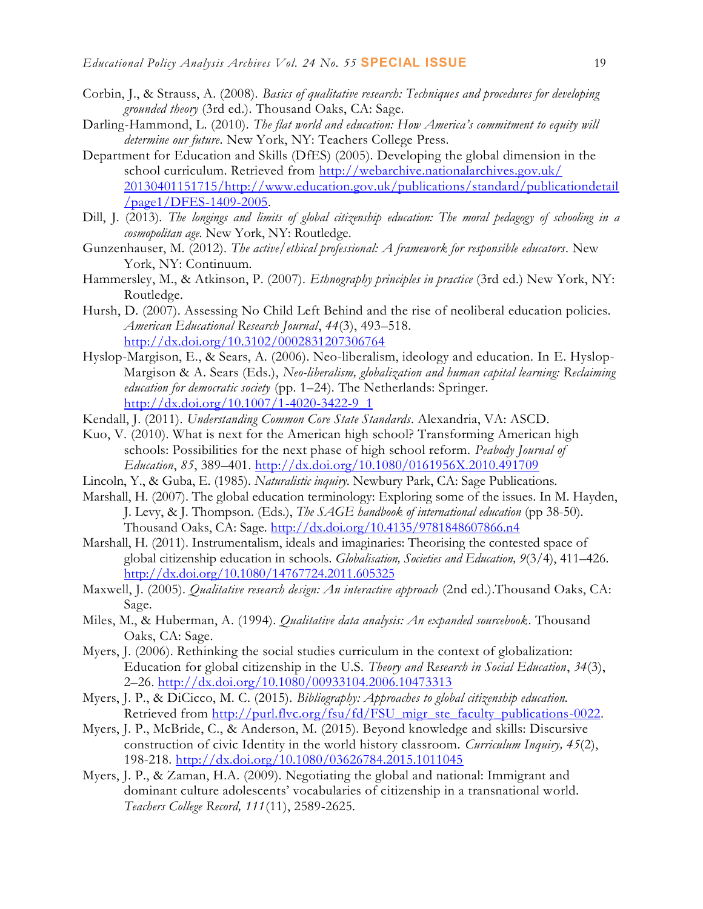Corbin, J., & Strauss, A. (2008). *Basics of qualitative research: Techniques and procedures for developing grounded theory* (3rd ed.). Thousand Oaks, CA: Sage.

Darling-Hammond, L. (2010). *The flat world and education: How America's commitment to equity will determine our future*. New York, NY: Teachers College Press.

Department for Education and Skills (DfES) (2005). Developing the global dimension in the school curriculum. Retrieved from http://webarchive.nationalarchives.gov.uk/20130401151715/http://www.education.gov.uk/publications/standard/publicationdetail/page1/DFES-1409-2005.

Dill, J. (2013). *The longings and limits of global citizenship education: The moral pedagogy of schooling in a cosmopolitan age.* New York, NY: Routledge.

Gunzenhauser, M. (2012). *The active/ethical professional: A framework for responsible educators*. New York, NY: Continuum.

Hammersley, M., & Atkinson, P. (2007). *Ethnography principles in practice* (3rd ed.) New York, NY: Routledge.

Hursh, D. (2007). Assessing No Child Left Behind and the rise of neoliberal education policies. *American Educational Research Journal*, *44*(3), 493–518. http://dx.doi.org/10.3102/0002831207306764

Hyslop-Margison, E., & Sears, A. (2006). Neo-liberalism, ideology and education. In E. Hyslop-Margison & A. Sears (Eds.), *Neo-liberalism, globalization and human capital learning: Reclaiming education for democratic society* (pp. 1–24). The Netherlands: Springer. http://dx.doi.org/10.1007/1-4020-3422-9_1

Kendall, J. (2011). *Understanding Common Core State Standards*. Alexandria, VA: ASCD.

Kuo, V. (2010). What is next for the American high school? Transforming American high schools: Possibilities for the next phase of high school reform. *Peabody Journal of Education*, *85*, 389–401. http://dx.doi.org/10.1080/0161956X.2010.491709

Lincoln, Y., & Guba, E. (1985). *Naturalistic inquiry.* Newbury Park, CA: Sage Publications.

Marshall, H. (2007). The global education terminology: Exploring some of the issues. In M. Hayden, J. Levy, & J. Thompson. (Eds.), *The SAGE handbook of international education* (pp 38-50). Thousand Oaks, CA: Sage. http://dx.doi.org/10.4135/9781848607866.n4

Marshall, H. (2011). Instrumentalism, ideals and imaginaries: Theorising the contested space of global citizenship education in schools. *Globalisation, Societies and Education, 9*(3/4), 411–426. http://dx.doi.org/10.1080/14767724.2011.605325

Maxwell, J. (2005). *Qualitative research design: An interactive approach* (2nd ed.).Thousand Oaks, CA: Sage.

Miles, M., & Huberman, A. (1994). *Qualitative data analysis: An expanded sourcebook*. Thousand Oaks, CA: Sage.

Myers, J. (2006). Rethinking the social studies curriculum in the context of globalization: Education for global citizenship in the U.S. *Theory and Research in Social Education*, *34*(3), 2–26. http://dx.doi.org/10.1080/00933104.2006.10473313

Myers, J. P., & DiCicco, M. C. (2015). *Bibliography: Approaches to global citizenship education.* Retrieved from http://purl.flvc.org/fsu/fd/FSU_migr_ste_faculty_publications-0022.

Myers, J. P., McBride, C., & Anderson, M. (2015). Beyond knowledge and skills: Discursive construction of civic Identity in the world history classroom. *Curriculum Inquiry, 45*(2), 198-218. http://dx.doi.org/10.1080/03626784.2015.1011045

Myers, J. P., & Zaman, H.A. (2009). Negotiating the global and national: Immigrant and dominant culture adolescents' vocabularies of citizenship in a transnational world. *Teachers College Record, 111*(11), 2589-2625.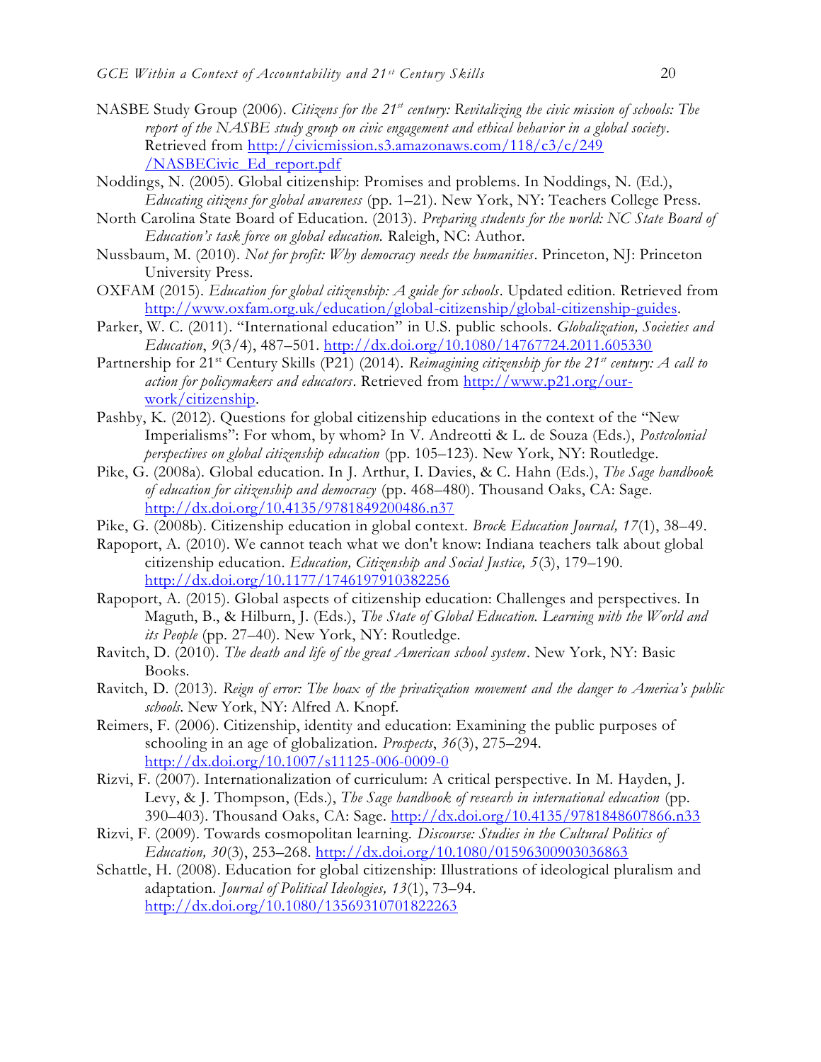NASBE Study Group (2006). *Citizens for the 21st century: Revitalizing the civic mission of schools: The report of the NASBE study group on civic engagement and ethical behavior in a global society*. Retrieved from http://civicmission.s3.amazonaws.com/118/c3/c/249/NASBECivic_Ed_report.pdf

Noddings, N. (2005). Global citizenship: Promises and problems. In Noddings, N. (Ed.), *Educating citizens for global awareness* (pp. 1–21). New York, NY: Teachers College Press.

North Carolina State Board of Education. (2013). *Preparing students for the world: NC State Board of Education's task force on global education.* Raleigh, NC: Author.

Nussbaum, M. (2010). *Not for profit: Why democracy needs the humanities*. Princeton, NJ: Princeton University Press.

OXFAM (2015). *Education for global citizenship: A guide for schools*. Updated edition. Retrieved from http://www.oxfam.org.uk/education/global-citizenship/global-citizenship-guides.

Parker, W. C. (2011). "International education" in U.S. public schools. *Globalization, Societies and Education*, *9*(3/4), 487–501. http://dx.doi.org/10.1080/14767724.2011.605330

Partnership for 21st Century Skills (P21) (2014). *Reimagining citizenship for the 21st century: A call to action for policymakers and educators*. Retrieved from http://www.p21.org/our-work/citizenship.

Pashby, K. (2012). Questions for global citizenship educations in the context of the "New Imperialisms": For whom, by whom? In V. Andreotti & L. de Souza (Eds.), *Postcolonial perspectives on global citizenship education* (pp. 105–123). New York, NY: Routledge.

Pike, G. (2008a). Global education. In J. Arthur, I. Davies, & C. Hahn (Eds.), *The Sage handbook of education for citizenship and democracy* (pp. 468–480). Thousand Oaks, CA: Sage. http://dx.doi.org/10.4135/9781849200486.n37

Pike, G. (2008b). Citizenship education in global context. *Brock Education Journal, 17*(1), 38–49.

Rapoport, A. (2010). We cannot teach what we don't know: Indiana teachers talk about global citizenship education. *Education, Citizenship and Social Justice, 5*(3), 179–190. http://dx.doi.org/10.1177/1746197910382256

Rapoport, A. (2015). Global aspects of citizenship education: Challenges and perspectives. In Maguth, B., & Hilburn, J. (Eds.), *The State of Global Education. Learning with the World and its People* (pp. 27–40). New York, NY: Routledge.

Ravitch, D. (2010). *The death and life of the great American school system*. New York, NY: Basic Books.

Ravitch, D. (2013). *Reign of error: The hoax of the privatization movement and the danger to America's public schools.* New York, NY: Alfred A. Knopf.

Reimers, F. (2006). Citizenship, identity and education: Examining the public purposes of schooling in an age of globalization. *Prospects*, *36*(3), 275–294. http://dx.doi.org/10.1007/s11125-006-0009-0

Rizvi, F. (2007). Internationalization of curriculum: A critical perspective. In M. Hayden, J. Levy, & J. Thompson, (Eds.), *The Sage handbook of research in international education* (pp. 390–403). Thousand Oaks, CA: Sage. http://dx.doi.org/10.4135/9781848607866.n33

Rizvi, F. (2009). Towards cosmopolitan learning. *Discourse: Studies in the Cultural Politics of Education, 30*(3), 253–268. http://dx.doi.org/10.1080/01596300903036863

Schattle, H. (2008). Education for global citizenship: Illustrations of ideological pluralism and adaptation. *Journal of Political Ideologies, 13*(1), 73–94. http://dx.doi.org/10.1080/13569310701822263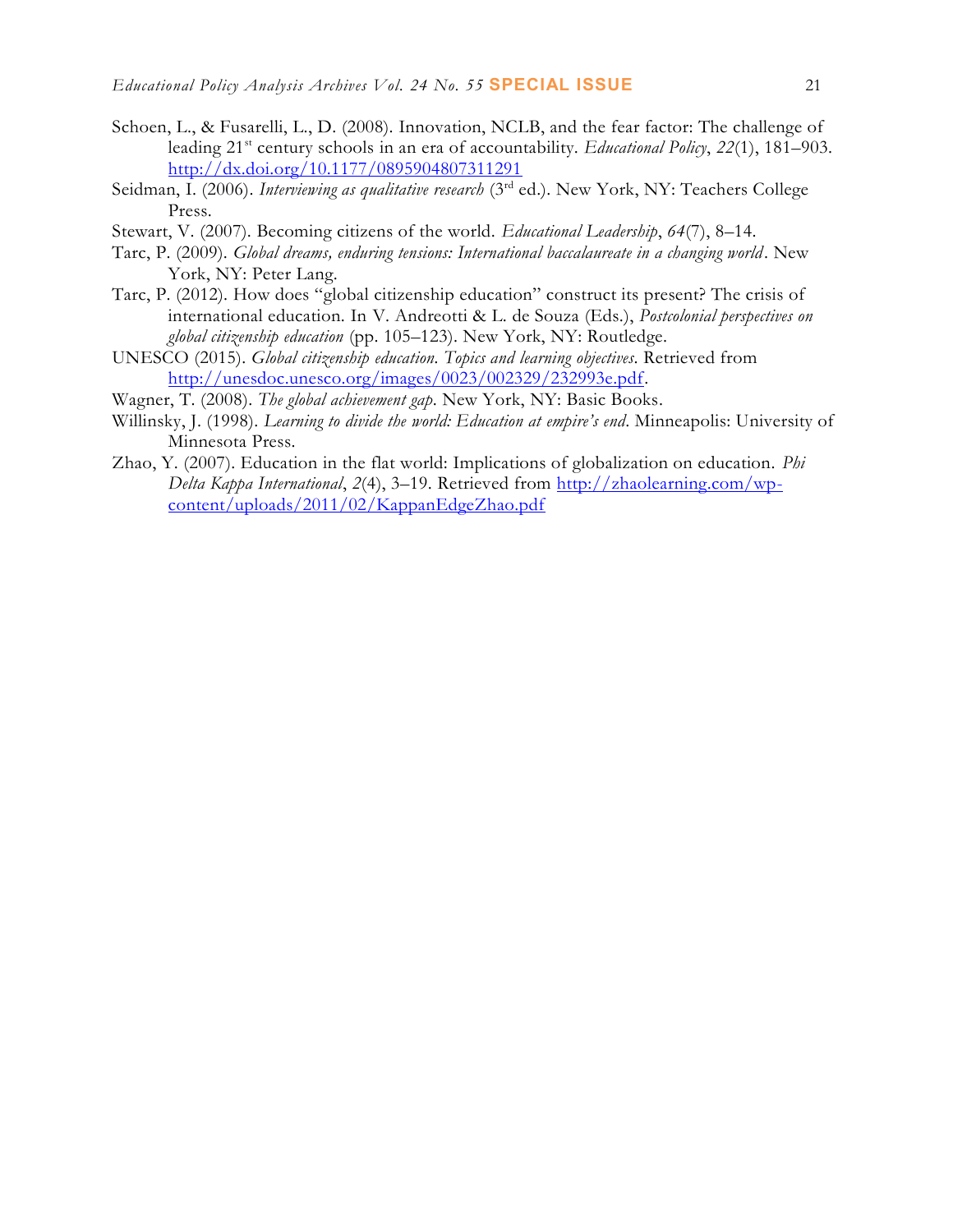Schoen, L., & Fusarelli, L., D. (2008). Innovation, NCLB, and the fear factor: The challenge of leading 21st century schools in an era of accountability. *Educational Policy*, *22*(1), 181–903. http://dx.doi.org/10.1177/0895904807311291

Seidman, I. (2006). *Interviewing as qualitative research* (3rd ed.). New York, NY: Teachers College Press.

Stewart, V. (2007). Becoming citizens of the world. *Educational Leadership*, *64*(7), 8–14.

Tarc, P. (2009). *Global dreams, enduring tensions: International baccalaureate in a changing world*. New York, NY: Peter Lang.

Tarc, P. (2012). How does "global citizenship education" construct its present? The crisis of international education. In V. Andreotti & L. de Souza (Eds.), *Postcolonial perspectives on global citizenship education* (pp. 105–123). New York, NY: Routledge.

UNESCO (2015). *Global citizenship education. Topics and learning objectives.* Retrieved from http://unesdoc.unesco.org/images/0023/002329/232993e.pdf.

Wagner, T. (2008). *The global achievement gap*. New York, NY: Basic Books.

Willinsky, J. (1998). *Learning to divide the world: Education at empire's end*. Minneapolis: University of Minnesota Press.

Zhao, Y. (2007). Education in the flat world: Implications of globalization on education. *Phi Delta Kappa International*, *2*(4), 3–19. Retrieved from http://zhaolearning.com/wp-content/uploads/2011/02/KappanEdgeZhao.pdf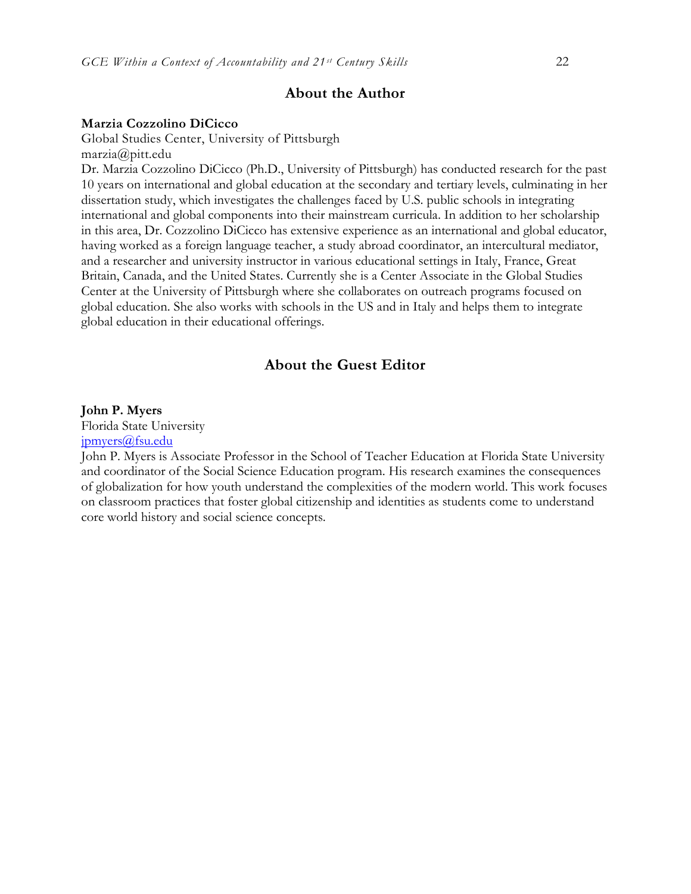## About the Author

**Marzia Cozzolino DiCicco**
Global Studies Center, University of Pittsburgh
marzia@pitt.edu

Dr. Marzia Cozzolino DiCicco (Ph.D., University of Pittsburgh) has conducted research for the past 10 years on international and global education at the secondary and tertiary levels, culminating in her dissertation study, which investigates the challenges faced by U.S. public schools in integrating international and global components into their mainstream curricula. In addition to her scholarship in this area, Dr. Cozzolino DiCicco has extensive experience as an international and global educator, having worked as a foreign language teacher, a study abroad coordinator, an intercultural mediator, and a researcher and university instructor in various educational settings in Italy, France, Great Britain, Canada, and the United States. Currently she is a Center Associate in the Global Studies Center at the University of Pittsburgh where she collaborates on outreach programs focused on global education. She also works with schools in the US and in Italy and helps them to integrate global education in their educational offerings.

## About the Guest Editor

**John P. Myers**
Florida State University
jpmyers@fsu.edu

John P. Myers is Associate Professor in the School of Teacher Education at Florida State University and coordinator of the Social Science Education program. His research examines the consequences of globalization for how youth understand the complexities of the modern world. This work focuses on classroom practices that foster global citizenship and identities as students come to understand core world history and social science concepts.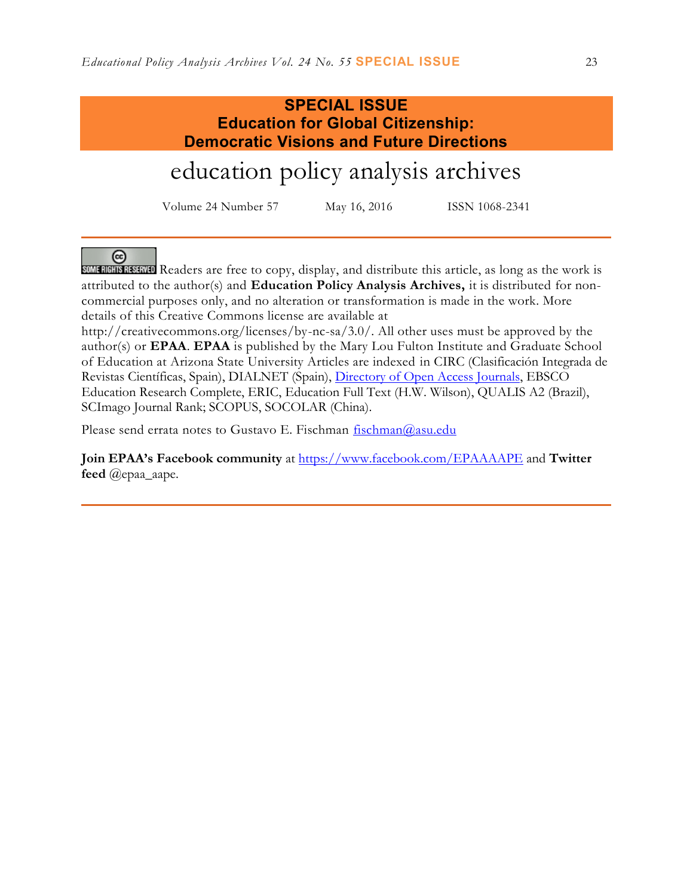## SPECIAL ISSUE
## Education for Global Citizenship: Democratic Visions and Future Directions

# education policy analysis archives

Volume 24 Number 57 May 16, 2016 ISSN 1068-2341

SOME RIGHTS RESERVED Readers are free to copy, display, and distribute this article, as long as the work is attributed to the author(s) and **Education Policy Analysis Archives,** it is distributed for non-commercial purposes only, and no alteration or transformation is made in the work. More details of this Creative Commons license are available at http://creativecommons.org/licenses/by-nc-sa/3.0/. All other uses must be approved by the author(s) or **EPAA**. **EPAA** is published by the Mary Lou Fulton Institute and Graduate School of Education at Arizona State University Articles are indexed in CIRC (Clasificación Integrada de Revistas Científicas, Spain), DIALNET (Spain), Directory of Open Access Journals, EBSCO Education Research Complete, ERIC, Education Full Text (H.W. Wilson), QUALIS A2 (Brazil), SCImago Journal Rank; SCOPUS, SOCOLAR (China).

Please send errata notes to Gustavo E. Fischman fischman@asu.edu

**Join EPAA's Facebook community** at https://www.facebook.com/EPAAAAPE and **Twitter feed** @epaa_aape.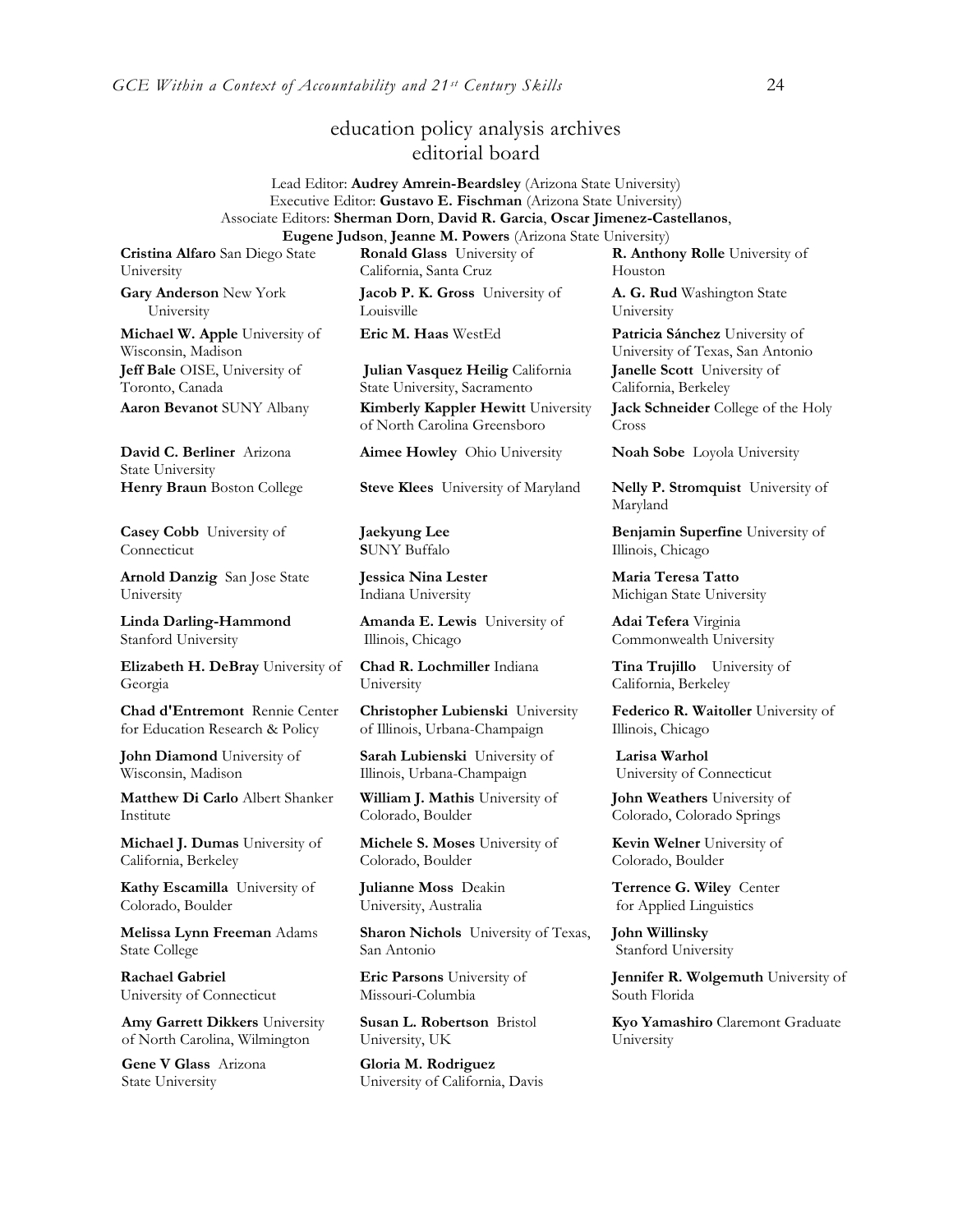# education policy analysis archives
## editorial board

Lead Editor: **Audrey Amrein-Beardsley** (Arizona State University)
Executive Editor: **Gustavo E. Fischman** (Arizona State University)
Associate Editors: **Sherman Dorn**, **David R. Garcia**, **Oscar Jimenez-Castellanos**, **Eugene Judson**, **Jeanne M. Powers** (Arizona State University)

**Cristina Alfaro** San Diego State University

**Gary Anderson** New York University

**Michael W. Apple** University of Wisconsin, Madison

**Jeff Bale** OISE, University of Toronto, Canada

**Aaron Bevanot** SUNY Albany

**David C. Berliner** Arizona State University

**Henry Braun** Boston College

**Casey Cobb** University of Connecticut

**Arnold Danzig** San Jose State University

**Linda Darling-Hammond** Stanford University

**Elizabeth H. DeBray** University of Georgia

**Chad d'Entremont** Rennie Center for Education Research & Policy

**John Diamond** University of Wisconsin, Madison

**Matthew Di Carlo** Albert Shanker Institute

**Michael J. Dumas** University of California, Berkeley

**Kathy Escamilla** University of Colorado, Boulder

**Melissa Lynn Freeman** Adams State College

**Rachael Gabriel** University of Connecticut

**Amy Garrett Dikkers** University of North Carolina, Wilmington

**Gene V Glass** Arizona State University

**Ronald Glass** University of California, Santa Cruz

**Jacob P. K. Gross** University of Louisville

**Eric M. Haas** WestEd

**Julian Vasquez Heilig** California State University, Sacramento

**Kimberly Kappler Hewitt** University of North Carolina Greensboro

**Aimee Howley** Ohio University

**Steve Klees** University of Maryland

**Jaekyung Lee** SUNY Buffalo

**Jessica Nina Lester** Indiana University

**Amanda E. Lewis** University of Illinois, Chicago

**Chad R. Lochmiller** Indiana University

**Christopher Lubienski** University of Illinois, Urbana-Champaign

**Sarah Lubienski** University of Illinois, Urbana-Champaign

**William J. Mathis** University of Colorado, Boulder

**Michele S. Moses** University of Colorado, Boulder

**Julianne Moss** Deakin University, Australia

**Sharon Nichols** University of Texas, San Antonio

**Eric Parsons** University of Missouri-Columbia

**Susan L. Robertson** Bristol University, UK

**Gloria M. Rodriguez** University of California, Davis

**R. Anthony Rolle** University of Houston

**A. G. Rud** Washington State University

**Patricia Sánchez** University of University of Texas, San Antonio

**Janelle Scott** University of California, Berkeley

**Jack Schneider** College of the Holy Cross

**Noah Sobe** Loyola University

**Nelly P. Stromquist** University of Maryland

**Benjamin Superfine** University of Illinois, Chicago

**Maria Teresa Tatto** Michigan State University

**Adai Tefera** Virginia Commonwealth University

**Tina Trujillo** University of California, Berkeley

**Federico R. Waitoller** University of Illinois, Chicago

**Larisa Warhol** University of Connecticut

**John Weathers** University of Colorado, Colorado Springs

**Kevin Welner** University of Colorado, Boulder

**Terrence G. Wiley** Center for Applied Linguistics

**John Willinsky** Stanford University

**Jennifer R. Wolgemuth** University of South Florida

**Kyo Yamashiro** Claremont Graduate University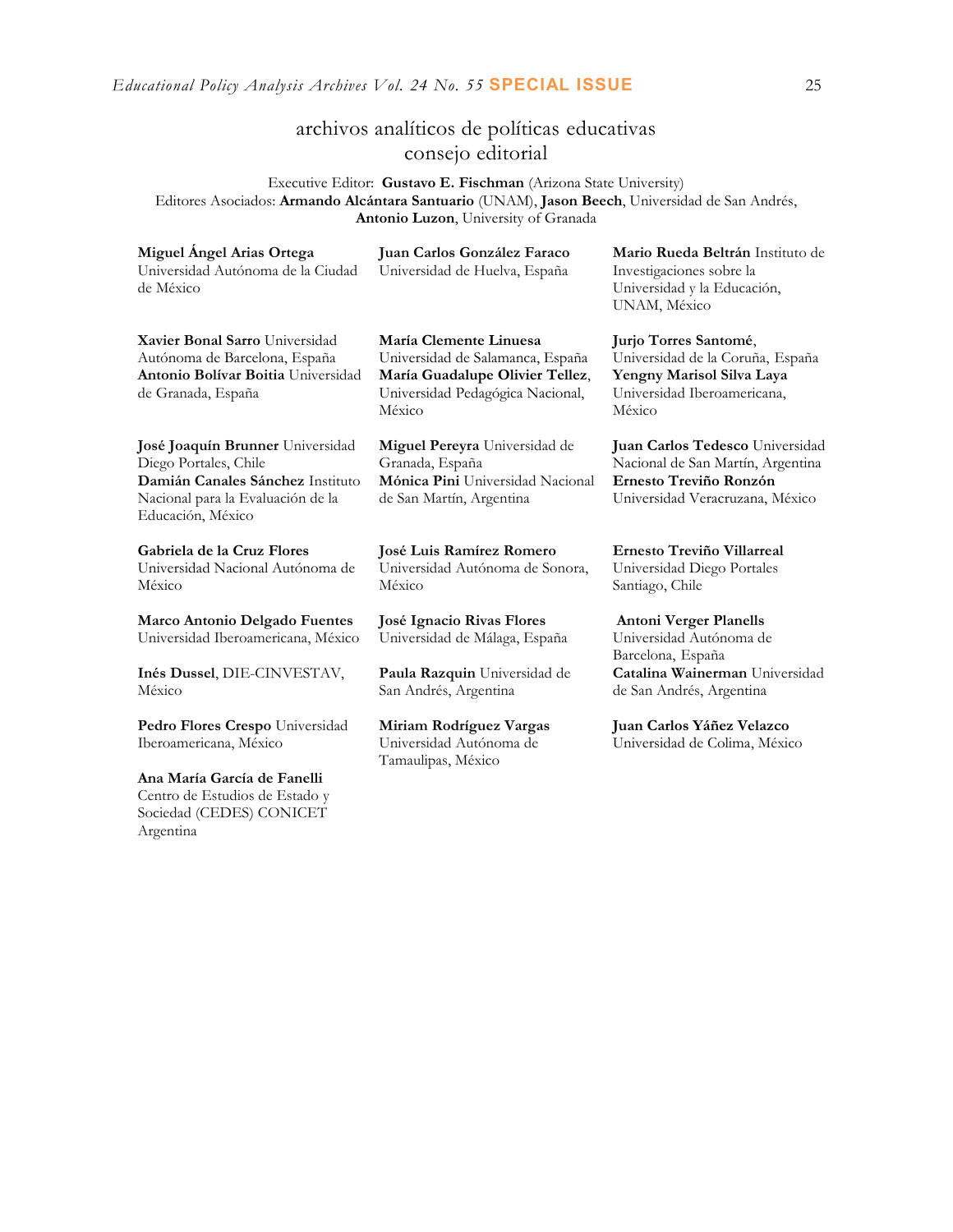## archivos analíticos de políticas educativas
## consejo editorial

Executive Editor: **Gustavo E. Fischman** (Arizona State University)
Editores Asociados: **Armando Alcántara Santuario** (UNAM), **Jason Beech**, Universidad de San Andrés, **Antonio Luzon**, University of Granada

**Miguel Ángel Arias Ortega** Universidad Autónoma de la Ciudad de México

**Xavier Bonal Sarro** Universidad Autónoma de Barcelona, España

**Antonio Bolívar Boitia** Universidad de Granada, España

**José Joaquín Brunner** Universidad Diego Portales, Chile

**Damián Canales Sánchez** Instituto Nacional para la Evaluación de la Educación, México

**Gabriela de la Cruz Flores** Universidad Nacional Autónoma de México

**Marco Antonio Delgado Fuentes** Universidad Iberoamericana, México

**Inés Dussel**, DIE-CINVESTAV, México

**Pedro Flores Crespo** Universidad Iberoamericana, México

**Ana María García de Fanelli** Centro de Estudios de Estado y Sociedad (CEDES) CONICET Argentina

**Juan Carlos González Faraco** Universidad de Huelva, España

**María Clemente Linuesa** Universidad de Salamanca, España

**María Guadalupe Olivier Tellez**, Universidad Pedagógica Nacional, México

**Miguel Pereyra** Universidad de Granada, España

**Mónica Pini** Universidad Nacional de San Martín, Argentina

**José Luis Ramírez Romero** Universidad Autónoma de Sonora, México

**José Ignacio Rivas Flores** Universidad de Málaga, España

**Paula Razquin** Universidad de San Andrés, Argentina

**Miriam Rodríguez Vargas** Universidad Autónoma de Tamaulipas, México

**Mario Rueda Beltrán** Instituto de Investigaciones sobre la Universidad y la Educación, UNAM, México

**Jurjo Torres Santomé**, Universidad de la Coruña, España

**Yengny Marisol Silva Laya** Universidad Iberoamericana, México

**Juan Carlos Tedesco** Universidad Nacional de San Martín, Argentina

**Ernesto Treviño Ronzón** Universidad Veracruzana, México

**Ernesto Treviño Villarreal** Universidad Diego Portales Santiago, Chile

**Antoni Verger Planells** Universidad Autónoma de Barcelona, España

**Catalina Wainerman** Universidad de San Andrés, Argentina

**Juan Carlos Yáñez Velazco** Universidad de Colima, México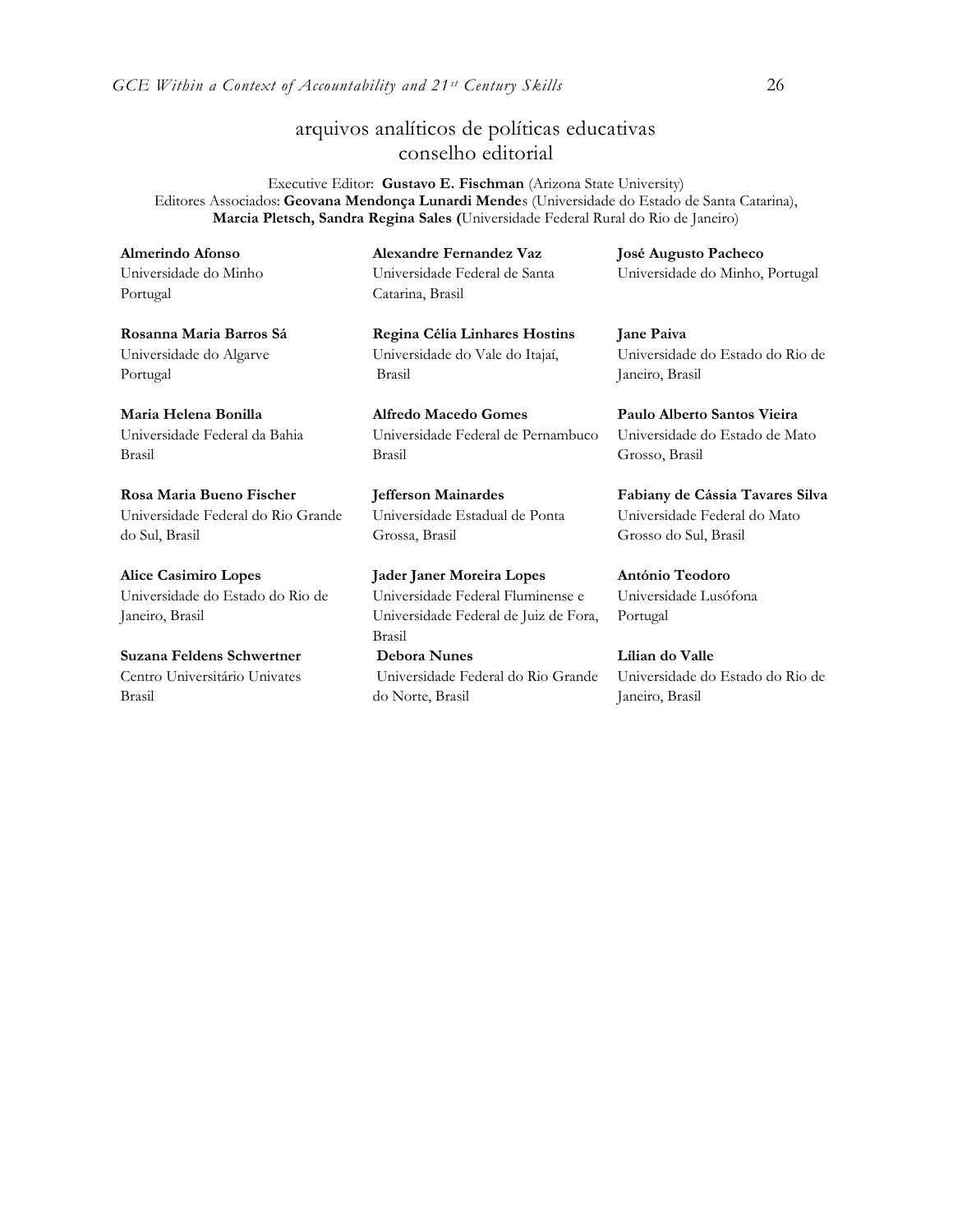## arquivos analíticos de políticas educativas conselho editorial

Executive Editor: **Gustavo E. Fischman** (Arizona State University)
Editores Associados: **Geovana Mendonça Lunardi Mende**s (Universidade do Estado de Santa Catarina), **Marcia Pletsch, Sandra Regina Sales (**Universidade Federal Rural do Rio de Janeiro)

**Almerindo Afonso**
Universidade do Minho
Portugal

**Rosanna Maria Barros Sá**
Universidade do Algarve
Portugal

**Maria Helena Bonilla**
Universidade Federal da Bahia
Brasil

**Rosa Maria Bueno Fischer**
Universidade Federal do Rio Grande do Sul, Brasil

**Alice Casimiro Lopes**
Universidade do Estado do Rio de Janeiro, Brasil

**Suzana Feldens Schwertner**
Centro Universitário Univates
Brasil

**Alexandre Fernandez Vaz**
Universidade Federal de Santa Catarina, Brasil

**Regina Célia Linhares Hostins**
Universidade do Vale do Itajaí, Brasil

**Alfredo Macedo Gomes**
Universidade Federal de Pernambuco
Brasil

**Jefferson Mainardes**
Universidade Estadual de Ponta Grossa, Brasil

**Jader Janer Moreira Lopes**
Universidade Federal Fluminense e Universidade Federal de Juiz de Fora, Brasil

**Debora Nunes**
Universidade Federal do Rio Grande do Norte, Brasil

**José Augusto Pacheco**
Universidade do Minho, Portugal

**Jane Paiva**
Universidade do Estado do Rio de Janeiro, Brasil

**Paulo Alberto Santos Vieira**
Universidade do Estado de Mato Grosso, Brasil

**Fabiany de Cássia Tavares Silva**
Universidade Federal do Mato Grosso do Sul, Brasil

**António Teodoro**
Universidade Lusófona
Portugal

**Lílian do Valle**
Universidade do Estado do Rio de Janeiro, Brasil